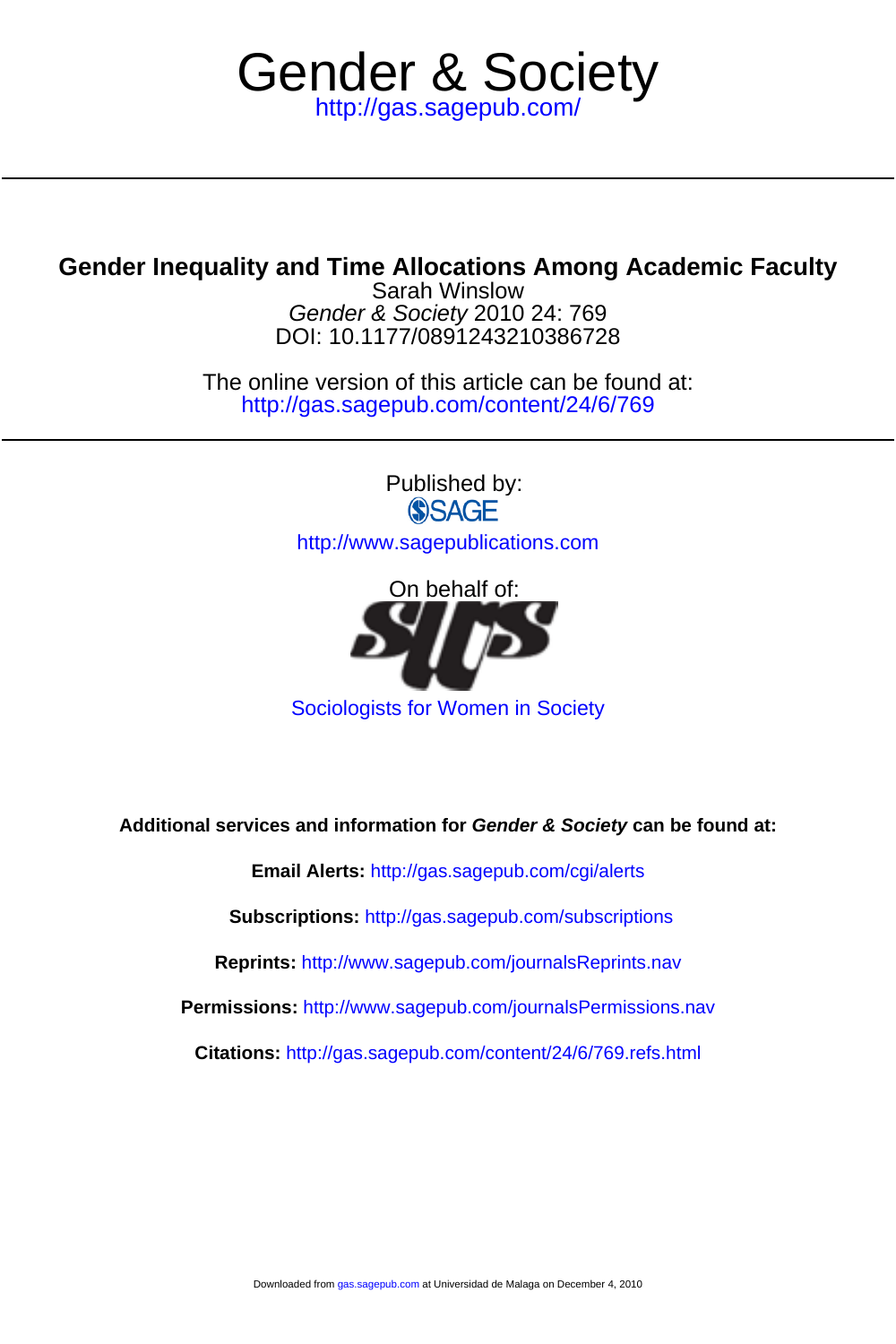# Gender & Society

http://gas.sagepub.com/

---

## Gender Inequality and Time Allocations Among Academic Faculty

Sarah Winslow

*Gender & Society* 2010 24: 769

DOI: 10.1177/0891243210386728

The online version of this article can be found at:
http://gas.sagepub.com/content/24/6/769

---

Published by:

SAGE

http://www.sagepublications.com

On behalf of:

Sociologists for Women in Society

**Additional services and information for *Gender & Society* can be found at:**

**Email Alerts:** http://gas.sagepub.com/cgi/alerts

**Subscriptions:** http://gas.sagepub.com/subscriptions

**Reprints:** http://www.sagepub.com/journalsReprints.nav

**Permissions:** http://www.sagepub.com/journalsPermissions.nav

**Citations:** http://gas.sagepub.com/content/24/6/769.refs.html

Downloaded from gas.sagepub.com at Universidad de Malaga on December 4, 2010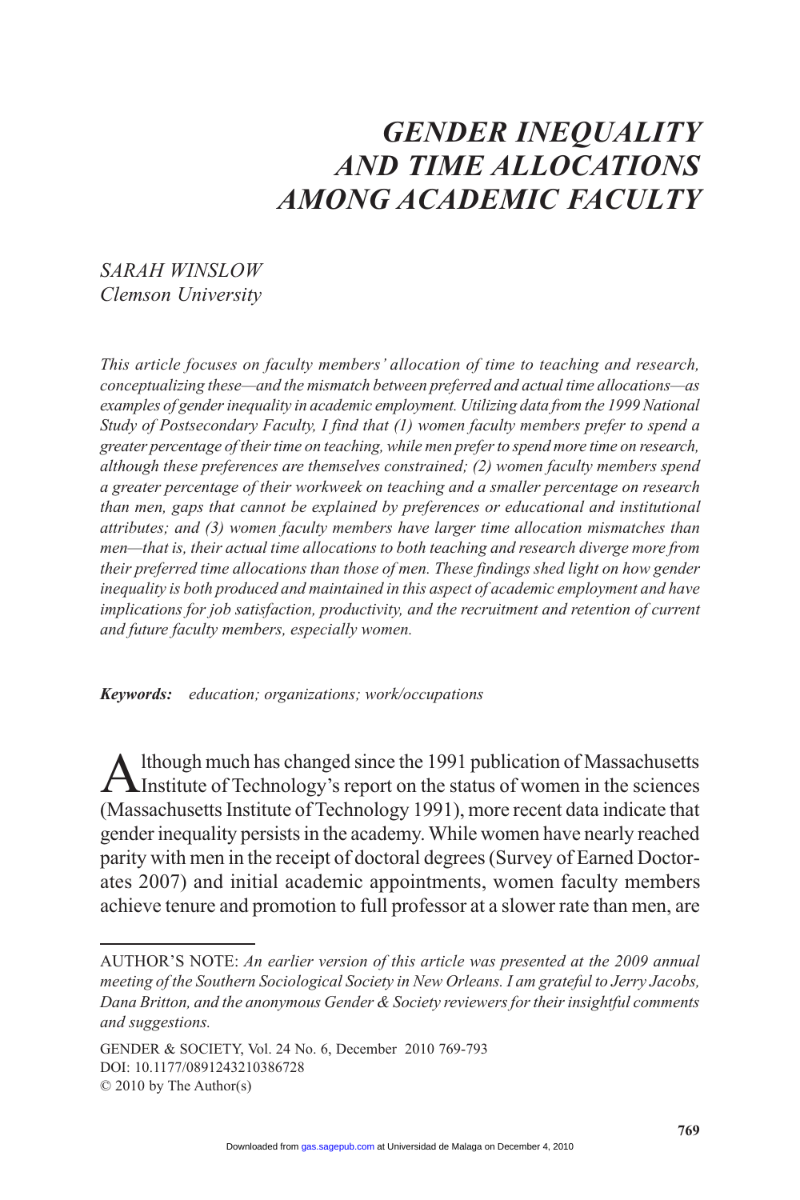# GENDER INEQUALITY AND TIME ALLOCATIONS AMONG ACADEMIC FACULTY

*SARAH WINSLOW*
*Clemson University*

*This article focuses on faculty members' allocation of time to teaching and research, conceptualizing these—and the mismatch between preferred and actual time allocations—as examples of gender inequality in academic employment. Utilizing data from the 1999 National Study of Postsecondary Faculty, I find that (1) women faculty members prefer to spend a greater percentage of their time on teaching, while men prefer to spend more time on research, although these preferences are themselves constrained; (2) women faculty members spend a greater percentage of their workweek on teaching and a smaller percentage on research than men, gaps that cannot be explained by preferences or educational and institutional attributes; and (3) women faculty members have larger time allocation mismatches than men—that is, their actual time allocations to both teaching and research diverge more from their preferred time allocations than those of men. These findings shed light on how gender inequality is both produced and maintained in this aspect of academic employment and have implications for job satisfaction, productivity, and the recruitment and retention of current and future faculty members, especially women.*

***Keywords:*** *education; organizations; work/occupations*

Although much has changed since the 1991 publication of Massachusetts Institute of Technology's report on the status of women in the sciences (Massachusetts Institute of Technology 1991), more recent data indicate that gender inequality persists in the academy. While women have nearly reached parity with men in the receipt of doctoral degrees (Survey of Earned Doctorates 2007) and initial academic appointments, women faculty members achieve tenure and promotion to full professor at a slower rate than men, are

---

AUTHOR'S NOTE: *An earlier version of this article was presented at the 2009 annual meeting of the Southern Sociological Society in New Orleans. I am grateful to Jerry Jacobs, Dana Britton, and the anonymous Gender & Society reviewers for their insightful comments and suggestions.*

GENDER & SOCIETY, Vol. 24 No. 6, December 2010 769-793
DOI: 10.1177/0891243210386728
© 2010 by The Author(s)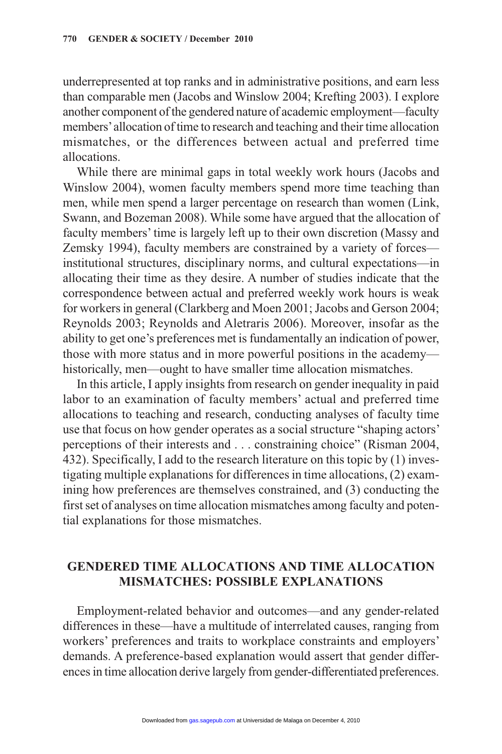underrepresented at top ranks and in administrative positions, and earn less than comparable men (Jacobs and Winslow 2004; Krefting 2003). I explore another component of the gendered nature of academic employment—faculty members' allocation of time to research and teaching and their time allocation mismatches, or the differences between actual and preferred time allocations.

While there are minimal gaps in total weekly work hours (Jacobs and Winslow 2004), women faculty members spend more time teaching than men, while men spend a larger percentage on research than women (Link, Swann, and Bozeman 2008). While some have argued that the allocation of faculty members' time is largely left up to their own discretion (Massy and Zemsky 1994), faculty members are constrained by a variety of forces—institutional structures, disciplinary norms, and cultural expectations—in allocating their time as they desire. A number of studies indicate that the correspondence between actual and preferred weekly work hours is weak for workers in general (Clarkberg and Moen 2001; Jacobs and Gerson 2004; Reynolds 2003; Reynolds and Aletraris 2006). Moreover, insofar as the ability to get one's preferences met is fundamentally an indication of power, those with more status and in more powerful positions in the academy—historically, men—ought to have smaller time allocation mismatches.

In this article, I apply insights from research on gender inequality in paid labor to an examination of faculty members' actual and preferred time allocations to teaching and research, conducting analyses of faculty time use that focus on how gender operates as a social structure "shaping actors' perceptions of their interests and . . . constraining choice" (Risman 2004, 432). Specifically, I add to the research literature on this topic by (1) investigating multiple explanations for differences in time allocations, (2) examining how preferences are themselves constrained, and (3) conducting the first set of analyses on time allocation mismatches among faculty and potential explanations for those mismatches.

## GENDERED TIME ALLOCATIONS AND TIME ALLOCATION MISMATCHES: POSSIBLE EXPLANATIONS

Employment-related behavior and outcomes—and any gender-related differences in these—have a multitude of interrelated causes, ranging from workers' preferences and traits to workplace constraints and employers' demands. A preference-based explanation would assert that gender differences in time allocation derive largely from gender-differentiated preferences.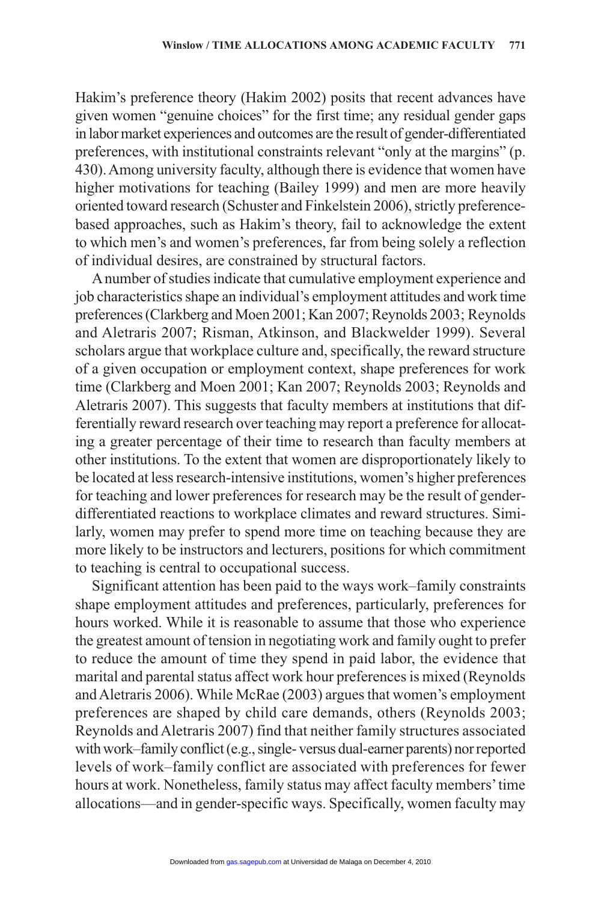Hakim's preference theory (Hakim 2002) posits that recent advances have given women "genuine choices" for the first time; any residual gender gaps in labor market experiences and outcomes are the result of gender-differentiated preferences, with institutional constraints relevant "only at the margins" (p. 430). Among university faculty, although there is evidence that women have higher motivations for teaching (Bailey 1999) and men are more heavily oriented toward research (Schuster and Finkelstein 2006), strictly preference-based approaches, such as Hakim's theory, fail to acknowledge the extent to which men's and women's preferences, far from being solely a reflection of individual desires, are constrained by structural factors.

A number of studies indicate that cumulative employment experience and job characteristics shape an individual's employment attitudes and work time preferences (Clarkberg and Moen 2001; Kan 2007; Reynolds 2003; Reynolds and Aletraris 2007; Risman, Atkinson, and Blackwelder 1999). Several scholars argue that workplace culture and, specifically, the reward structure of a given occupation or employment context, shape preferences for work time (Clarkberg and Moen 2001; Kan 2007; Reynolds 2003; Reynolds and Aletraris 2007). This suggests that faculty members at institutions that differentially reward research over teaching may report a preference for allocating a greater percentage of their time to research than faculty members at other institutions. To the extent that women are disproportionately likely to be located at less research-intensive institutions, women's higher preferences for teaching and lower preferences for research may be the result of gender-differentiated reactions to workplace climates and reward structures. Similarly, women may prefer to spend more time on teaching because they are more likely to be instructors and lecturers, positions for which commitment to teaching is central to occupational success.

Significant attention has been paid to the ways work–family constraints shape employment attitudes and preferences, particularly, preferences for hours worked. While it is reasonable to assume that those who experience the greatest amount of tension in negotiating work and family ought to prefer to reduce the amount of time they spend in paid labor, the evidence that marital and parental status affect work hour preferences is mixed (Reynolds and Aletraris 2006). While McRae (2003) argues that women's employment preferences are shaped by child care demands, others (Reynolds 2003; Reynolds and Aletraris 2007) find that neither family structures associated with work–family conflict (e.g., single- versus dual-earner parents) nor reported levels of work–family conflict are associated with preferences for fewer hours at work. Nonetheless, family status may affect faculty members' time allocations—and in gender-specific ways. Specifically, women faculty may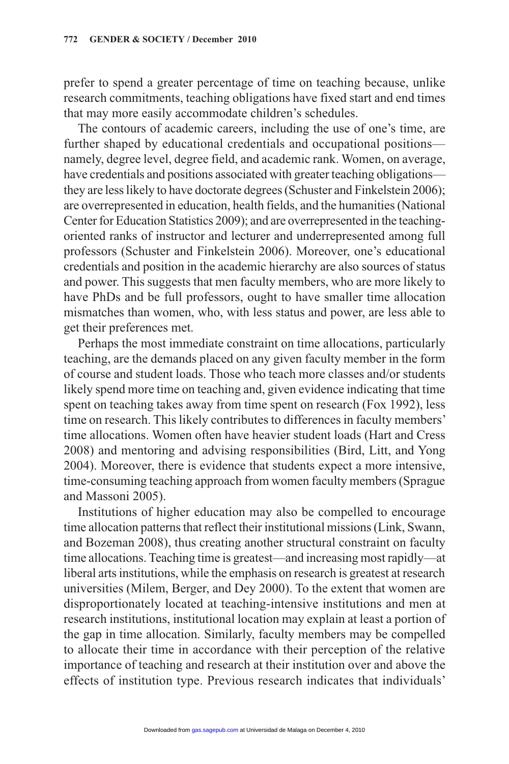prefer to spend a greater percentage of time on teaching because, unlike research commitments, teaching obligations have fixed start and end times that may more easily accommodate children's schedules.

The contours of academic careers, including the use of one's time, are further shaped by educational credentials and occupational positions—namely, degree level, degree field, and academic rank. Women, on average, have credentials and positions associated with greater teaching obligations—they are less likely to have doctorate degrees (Schuster and Finkelstein 2006); are overrepresented in education, health fields, and the humanities (National Center for Education Statistics 2009); and are overrepresented in the teaching-oriented ranks of instructor and lecturer and underrepresented among full professors (Schuster and Finkelstein 2006). Moreover, one's educational credentials and position in the academic hierarchy are also sources of status and power. This suggests that men faculty members, who are more likely to have PhDs and be full professors, ought to have smaller time allocation mismatches than women, who, with less status and power, are less able to get their preferences met.

Perhaps the most immediate constraint on time allocations, particularly teaching, are the demands placed on any given faculty member in the form of course and student loads. Those who teach more classes and/or students likely spend more time on teaching and, given evidence indicating that time spent on teaching takes away from time spent on research (Fox 1992), less time on research. This likely contributes to differences in faculty members' time allocations. Women often have heavier student loads (Hart and Cress 2008) and mentoring and advising responsibilities (Bird, Litt, and Yong 2004). Moreover, there is evidence that students expect a more intensive, time-consuming teaching approach from women faculty members (Sprague and Massoni 2005).

Institutions of higher education may also be compelled to encourage time allocation patterns that reflect their institutional missions (Link, Swann, and Bozeman 2008), thus creating another structural constraint on faculty time allocations. Teaching time is greatest—and increasing most rapidly—at liberal arts institutions, while the emphasis on research is greatest at research universities (Milem, Berger, and Dey 2000). To the extent that women are disproportionately located at teaching-intensive institutions and men at research institutions, institutional location may explain at least a portion of the gap in time allocation. Similarly, faculty members may be compelled to allocate their time in accordance with their perception of the relative importance of teaching and research at their institution over and above the effects of institution type. Previous research indicates that individuals'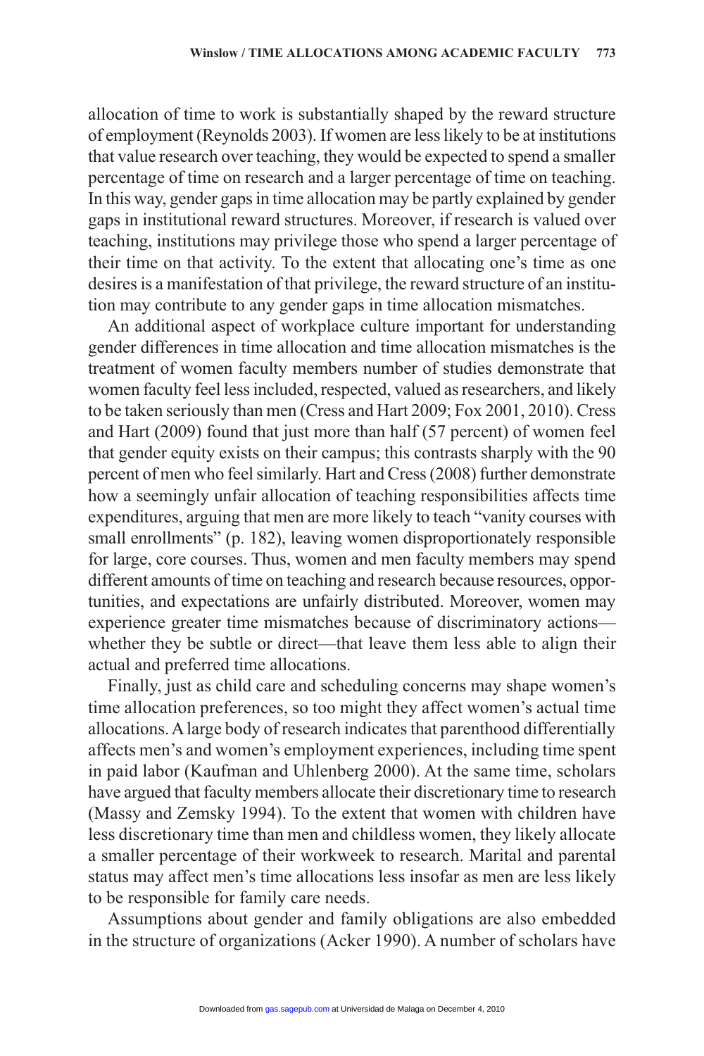allocation of time to work is substantially shaped by the reward structure of employment (Reynolds 2003). If women are less likely to be at institutions that value research over teaching, they would be expected to spend a smaller percentage of time on research and a larger percentage of time on teaching. In this way, gender gaps in time allocation may be partly explained by gender gaps in institutional reward structures. Moreover, if research is valued over teaching, institutions may privilege those who spend a larger percentage of their time on that activity. To the extent that allocating one's time as one desires is a manifestation of that privilege, the reward structure of an institution may contribute to any gender gaps in time allocation mismatches.

An additional aspect of workplace culture important for understanding gender differences in time allocation and time allocation mismatches is the treatment of women faculty members number of studies demonstrate that women faculty feel less included, respected, valued as researchers, and likely to be taken seriously than men (Cress and Hart 2009; Fox 2001, 2010). Cress and Hart (2009) found that just more than half (57 percent) of women feel that gender equity exists on their campus; this contrasts sharply with the 90 percent of men who feel similarly. Hart and Cress (2008) further demonstrate how a seemingly unfair allocation of teaching responsibilities affects time expenditures, arguing that men are more likely to teach "vanity courses with small enrollments" (p. 182), leaving women disproportionately responsible for large, core courses. Thus, women and men faculty members may spend different amounts of time on teaching and research because resources, opportunities, and expectations are unfairly distributed. Moreover, women may experience greater time mismatches because of discriminatory actions—whether they be subtle or direct—that leave them less able to align their actual and preferred time allocations.

Finally, just as child care and scheduling concerns may shape women's time allocation preferences, so too might they affect women's actual time allocations. A large body of research indicates that parenthood differentially affects men's and women's employment experiences, including time spent in paid labor (Kaufman and Uhlenberg 2000). At the same time, scholars have argued that faculty members allocate their discretionary time to research (Massy and Zemsky 1994). To the extent that women with children have less discretionary time than men and childless women, they likely allocate a smaller percentage of their workweek to research. Marital and parental status may affect men's time allocations less insofar as men are less likely to be responsible for family care needs.

Assumptions about gender and family obligations are also embedded in the structure of organizations (Acker 1990). A number of scholars have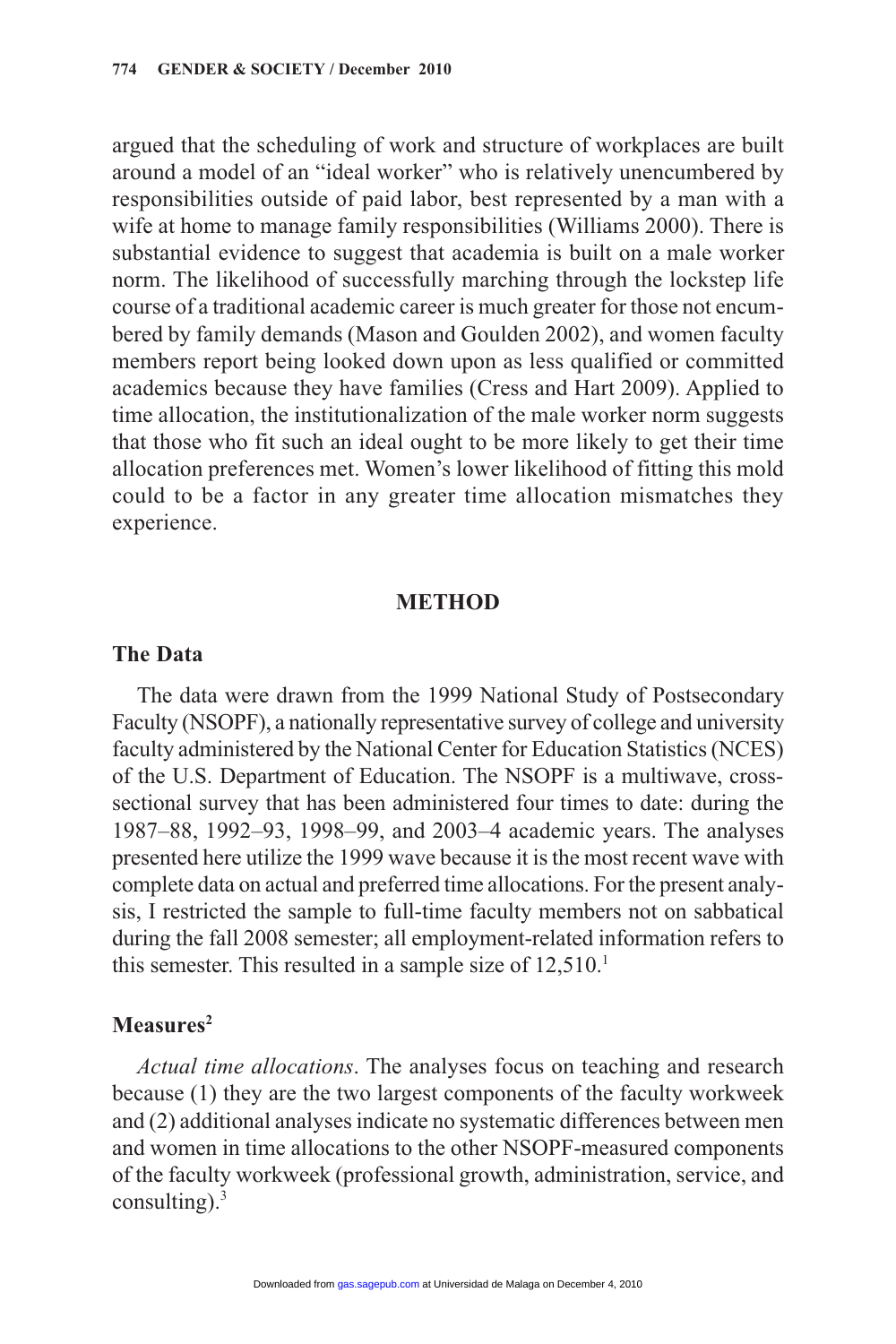argued that the scheduling of work and structure of workplaces are built around a model of an "ideal worker" who is relatively unencumbered by responsibilities outside of paid labor, best represented by a man with a wife at home to manage family responsibilities (Williams 2000). There is substantial evidence to suggest that academia is built on a male worker norm. The likelihood of successfully marching through the lockstep life course of a traditional academic career is much greater for those not encumbered by family demands (Mason and Goulden 2002), and women faculty members report being looked down upon as less qualified or committed academics because they have families (Cress and Hart 2009). Applied to time allocation, the institutionalization of the male worker norm suggests that those who fit such an ideal ought to be more likely to get their time allocation preferences met. Women's lower likelihood of fitting this mold could to be a factor in any greater time allocation mismatches they experience.

## METHOD

### The Data

The data were drawn from the 1999 National Study of Postsecondary Faculty (NSOPF), a nationally representative survey of college and university faculty administered by the National Center for Education Statistics (NCES) of the U.S. Department of Education. The NSOPF is a multiwave, cross-sectional survey that has been administered four times to date: during the 1987–88, 1992–93, 1998–99, and 2003–4 academic years. The analyses presented here utilize the 1999 wave because it is the most recent wave with complete data on actual and preferred time allocations. For the present analysis, I restricted the sample to full-time faculty members not on sabbatical during the fall 2008 semester; all employment-related information refers to this semester. This resulted in a sample size of 12,510.[1]

### Measures[2]

*Actual time allocations*. The analyses focus on teaching and research because (1) they are the two largest components of the faculty workweek and (2) additional analyses indicate no systematic differences between men and women in time allocations to the other NSOPF-measured components of the faculty workweek (professional growth, administration, service, and consulting).[3]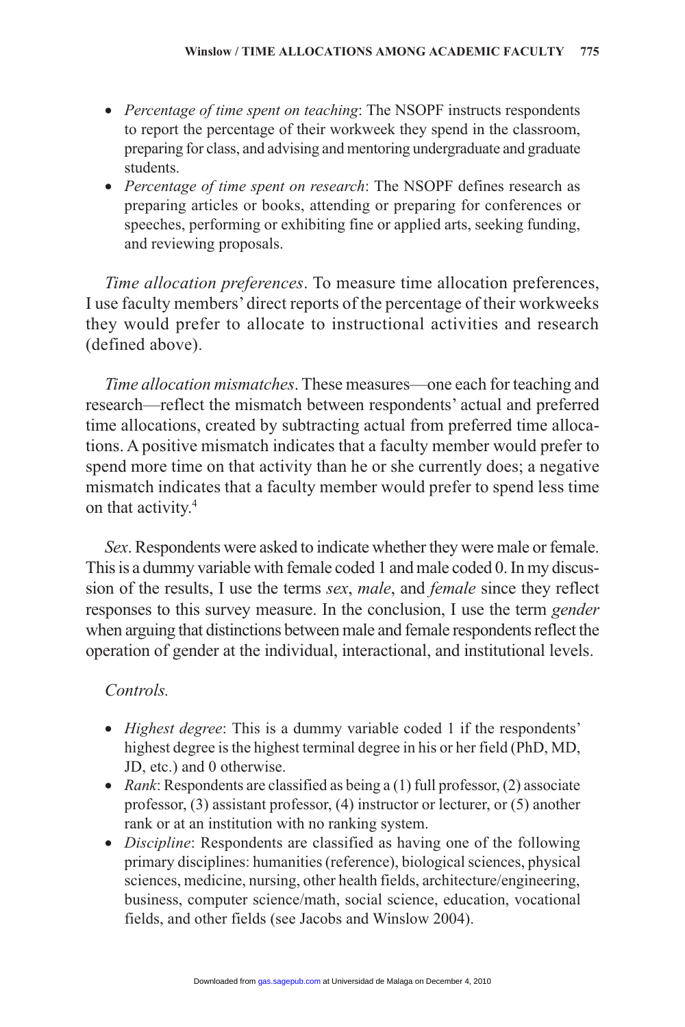- *Percentage of time spent on teaching*: The NSOPF instructs respondents to report the percentage of their workweek they spend in the classroom, preparing for class, and advising and mentoring undergraduate and graduate students.
- *Percentage of time spent on research*: The NSOPF defines research as preparing articles or books, attending or preparing for conferences or speeches, performing or exhibiting fine or applied arts, seeking funding, and reviewing proposals.

*Time allocation preferences*. To measure time allocation preferences, I use faculty members' direct reports of the percentage of their workweeks they would prefer to allocate to instructional activities and research (defined above).

*Time allocation mismatches*. These measures—one each for teaching and research—reflect the mismatch between respondents' actual and preferred time allocations, created by subtracting actual from preferred time allocations. A positive mismatch indicates that a faculty member would prefer to spend more time on that activity than he or she currently does; a negative mismatch indicates that a faculty member would prefer to spend less time on that activity.[4]

*Sex*. Respondents were asked to indicate whether they were male or female. This is a dummy variable with female coded 1 and male coded 0. In my discussion of the results, I use the terms *sex*, *male*, and *female* since they reflect responses to this survey measure. In the conclusion, I use the term *gender* when arguing that distinctions between male and female respondents reflect the operation of gender at the individual, interactional, and institutional levels.

*Controls.*

- *Highest degree*: This is a dummy variable coded 1 if the respondents' highest degree is the highest terminal degree in his or her field (PhD, MD, JD, etc.) and 0 otherwise.
- *Rank*: Respondents are classified as being a (1) full professor, (2) associate professor, (3) assistant professor, (4) instructor or lecturer, or (5) another rank or at an institution with no ranking system.
- *Discipline*: Respondents are classified as having one of the following primary disciplines: humanities (reference), biological sciences, physical sciences, medicine, nursing, other health fields, architecture/engineering, business, computer science/math, social science, education, vocational fields, and other fields (see Jacobs and Winslow 2004).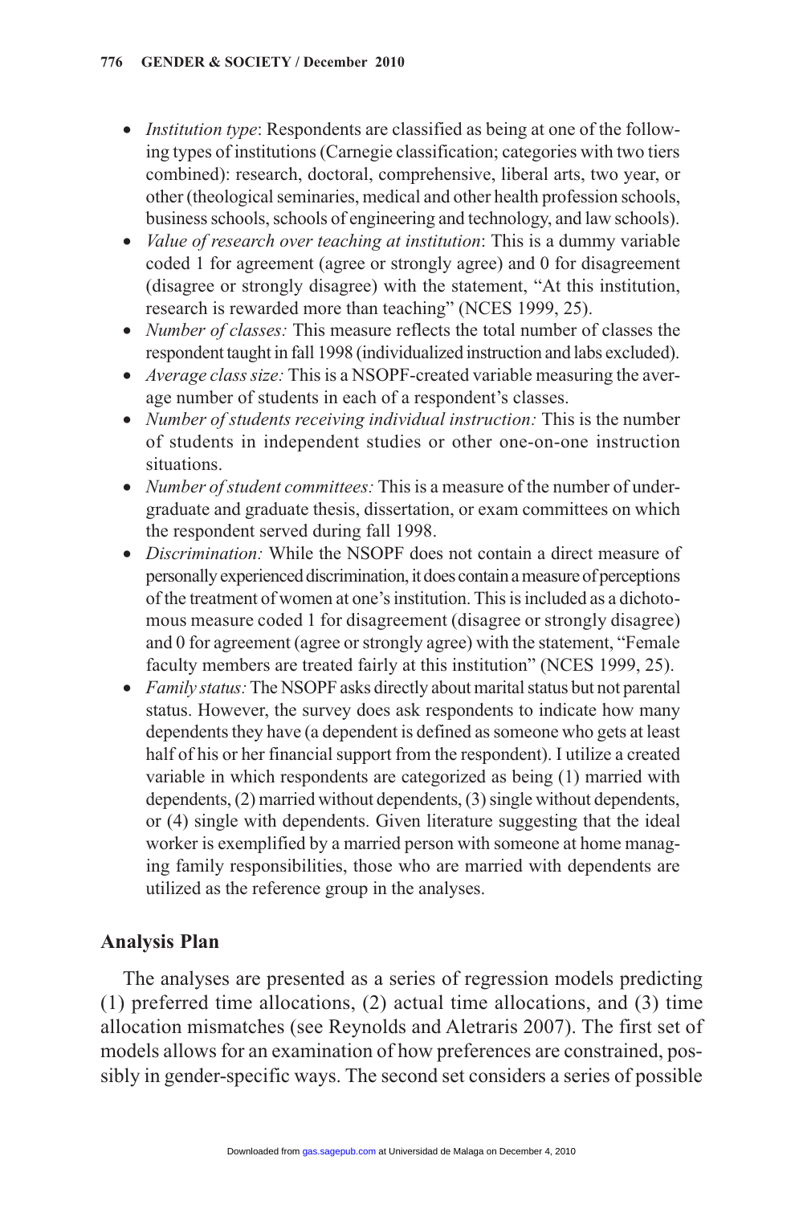- *Institution type*: Respondents are classified as being at one of the following types of institutions (Carnegie classification; categories with two tiers combined): research, doctoral, comprehensive, liberal arts, two year, or other (theological seminaries, medical and other health profession schools, business schools, schools of engineering and technology, and law schools).
- *Value of research over teaching at institution*: This is a dummy variable coded 1 for agreement (agree or strongly agree) and 0 for disagreement (disagree or strongly disagree) with the statement, "At this institution, research is rewarded more than teaching" (NCES 1999, 25).
- *Number of classes:* This measure reflects the total number of classes the respondent taught in fall 1998 (individualized instruction and labs excluded).
- *Average class size:* This is a NSOPF-created variable measuring the average number of students in each of a respondent's classes.
- *Number of students receiving individual instruction:* This is the number of students in independent studies or other one-on-one instruction situations.
- *Number of student committees:* This is a measure of the number of undergraduate and graduate thesis, dissertation, or exam committees on which the respondent served during fall 1998.
- *Discrimination:* While the NSOPF does not contain a direct measure of personally experienced discrimination, it does contain a measure of perceptions of the treatment of women at one's institution. This is included as a dichotomous measure coded 1 for disagreement (disagree or strongly disagree) and 0 for agreement (agree or strongly agree) with the statement, "Female faculty members are treated fairly at this institution" (NCES 1999, 25).
- *Family status:* The NSOPF asks directly about marital status but not parental status. However, the survey does ask respondents to indicate how many dependents they have (a dependent is defined as someone who gets at least half of his or her financial support from the respondent). I utilize a created variable in which respondents are categorized as being (1) married with dependents, (2) married without dependents, (3) single without dependents, or (4) single with dependents. Given literature suggesting that the ideal worker is exemplified by a married person with someone at home managing family responsibilities, those who are married with dependents are utilized as the reference group in the analyses.

## Analysis Plan

The analyses are presented as a series of regression models predicting (1) preferred time allocations, (2) actual time allocations, and (3) time allocation mismatches (see Reynolds and Aletraris 2007). The first set of models allows for an examination of how preferences are constrained, possibly in gender-specific ways. The second set considers a series of possible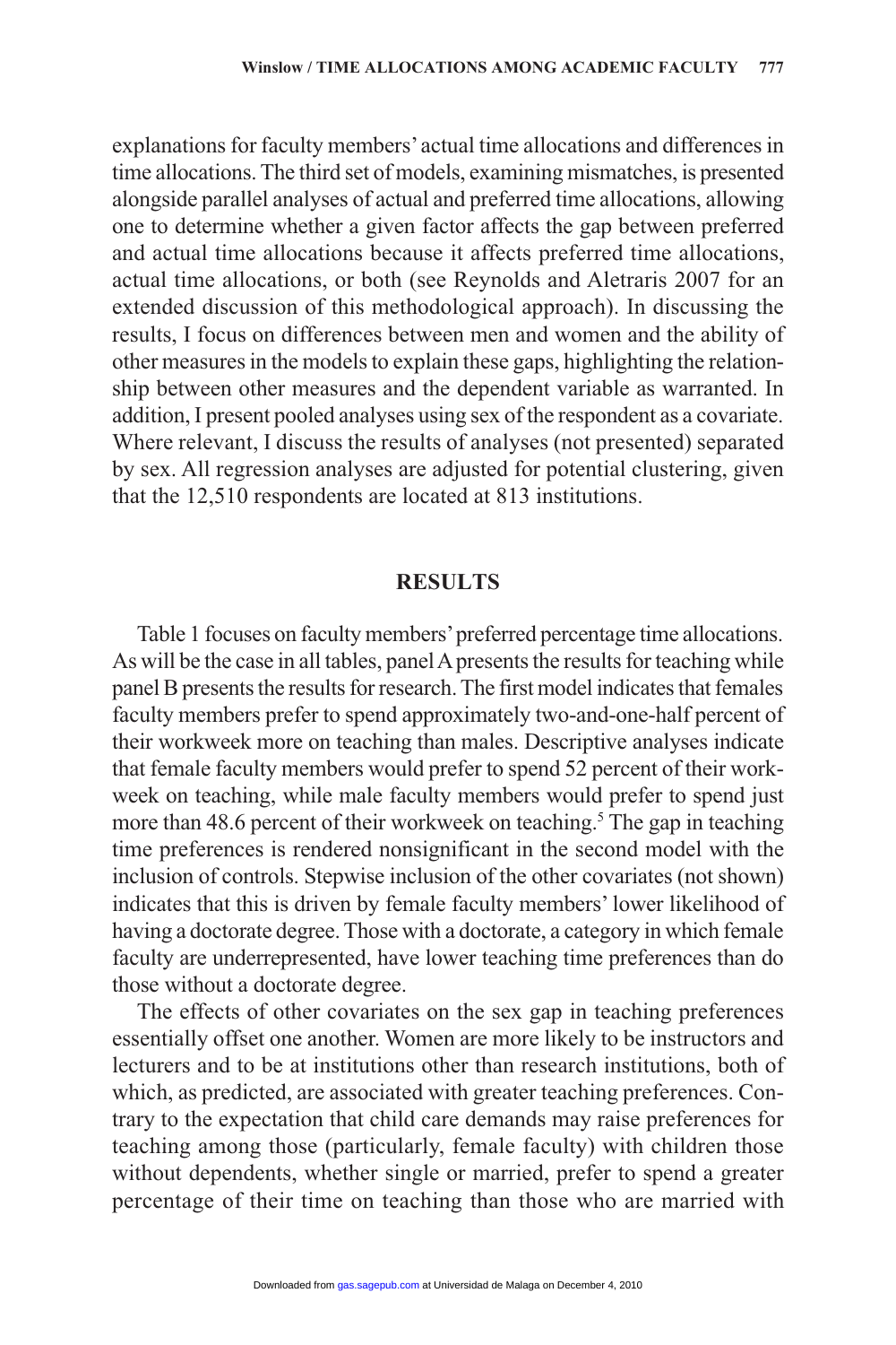explanations for faculty members' actual time allocations and differences in time allocations. The third set of models, examining mismatches, is presented alongside parallel analyses of actual and preferred time allocations, allowing one to determine whether a given factor affects the gap between preferred and actual time allocations because it affects preferred time allocations, actual time allocations, or both (see Reynolds and Aletraris 2007 for an extended discussion of this methodological approach). In discussing the results, I focus on differences between men and women and the ability of other measures in the models to explain these gaps, highlighting the relationship between other measures and the dependent variable as warranted. In addition, I present pooled analyses using sex of the respondent as a covariate. Where relevant, I discuss the results of analyses (not presented) separated by sex. All regression analyses are adjusted for potential clustering, given that the 12,510 respondents are located at 813 institutions.

## RESULTS

Table 1 focuses on faculty members' preferred percentage time allocations. As will be the case in all tables, panel A presents the results for teaching while panel B presents the results for research. The first model indicates that females faculty members prefer to spend approximately two-and-one-half percent of their workweek more on teaching than males. Descriptive analyses indicate that female faculty members would prefer to spend 52 percent of their workweek on teaching, while male faculty members would prefer to spend just more than 48.6 percent of their workweek on teaching.[5] The gap in teaching time preferences is rendered nonsignificant in the second model with the inclusion of controls. Stepwise inclusion of the other covariates (not shown) indicates that this is driven by female faculty members' lower likelihood of having a doctorate degree. Those with a doctorate, a category in which female faculty are underrepresented, have lower teaching time preferences than do those without a doctorate degree.

The effects of other covariates on the sex gap in teaching preferences essentially offset one another. Women are more likely to be instructors and lecturers and to be at institutions other than research institutions, both of which, as predicted, are associated with greater teaching preferences. Contrary to the expectation that child care demands may raise preferences for teaching among those (particularly, female faculty) with children those without dependents, whether single or married, prefer to spend a greater percentage of their time on teaching than those who are married with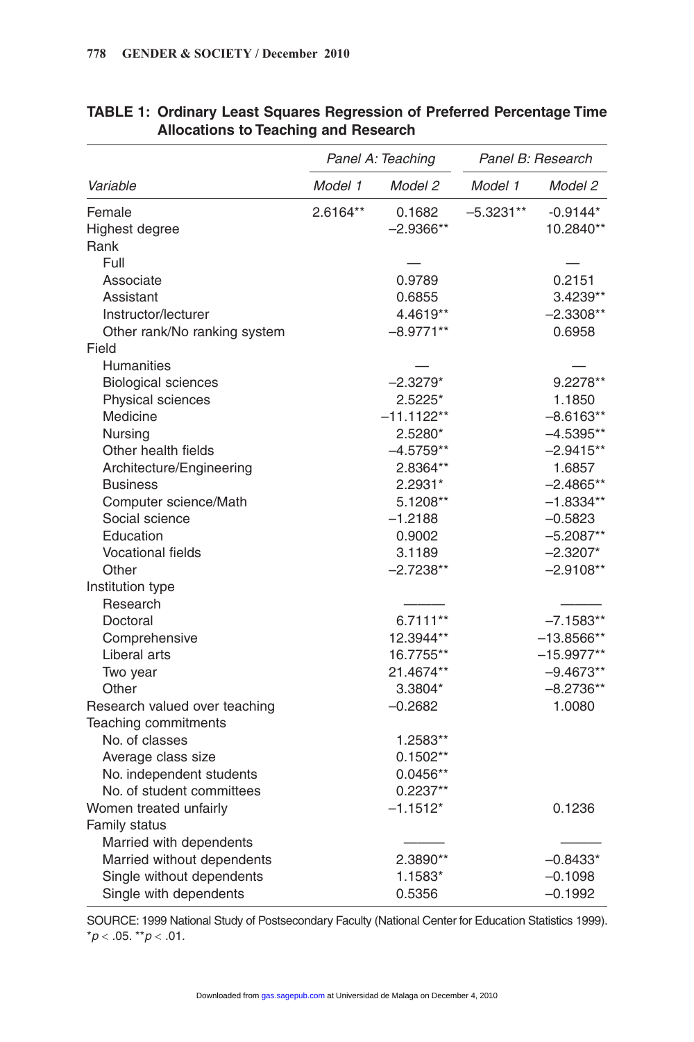**TABLE 1: Ordinary Least Squares Regression of Preferred Percentage Time Allocations to Teaching and Research**

| | Panel A: Teaching | | Panel B: Research | |
|---|---|---|---|---|
| Variable | Model 1 | Model 2 | Model 1 | Model 2 |
| Female | 2.6164** | 0.1682 | –5.3231** | -0.9144* |
| Highest degree | | –2.9366** | | 10.2840** |
| Rank | | | | |
| Full | | — | | — |
| Associate | | 0.9789 | | 0.2151 |
| Assistant | | 0.6855 | | 3.4239** |
| Instructor/lecturer | | 4.4619** | | –2.3308** |
| Other rank/No ranking system | | –8.9771** | | 0.6958 |
| Field | | | | |
| Humanities | | — | | — |
| Biological sciences | | –2.3279* | | 9.2278** |
| Physical sciences | | 2.5225* | | 1.1850 |
| Medicine | | –11.1122** | | –8.6163** |
| Nursing | | 2.5280* | | –4.5395** |
| Other health fields | | –4.5759** | | –2.9415** |
| Architecture/Engineering | | 2.8364** | | 1.6857 |
| Business | | 2.2931* | | –2.4865** |
| Computer science/Math | | 5.1208** | | –1.8334** |
| Social science | | –1.2188 | | –0.5823 |
| Education | | 0.9002 | | –5.2087** |
| Vocational fields | | 3.1189 | | –2.3207* |
| Other | | –2.7238** | | –2.9108** |
| Institution type | | | | |
| Research | | ——— | | ——— |
| Doctoral | | 6.7111** | | –7.1583** |
| Comprehensive | | 12.3944** | | –13.8566** |
| Liberal arts | | 16.7755** | | –15.9977** |
| Two year | | 21.4674** | | –9.4673** |
| Other | | 3.3804* | | –8.2736** |
| Research valued over teaching | | –0.2682 | | 1.0080 |
| Teaching commitments | | | | |
| No. of classes | | 1.2583** | | |
| Average class size | | 0.1502** | | |
| No. independent students | | 0.0456** | | |
| No. of student committees | | 0.2237** | | |
| Women treated unfairly | | –1.1512* | | 0.1236 |
| Family status | | | | |
| Married with dependents | | ——— | | ——— |
| Married without dependents | | 2.3890** | | –0.8433* |
| Single without dependents | | 1.1583* | | –0.1098 |
| Single with dependents | | 0.5356 | | –0.1992 |

SOURCE: 1999 National Study of Postsecondary Faculty (National Center for Education Statistics 1999).
*$p < .05$. **$p < .01$.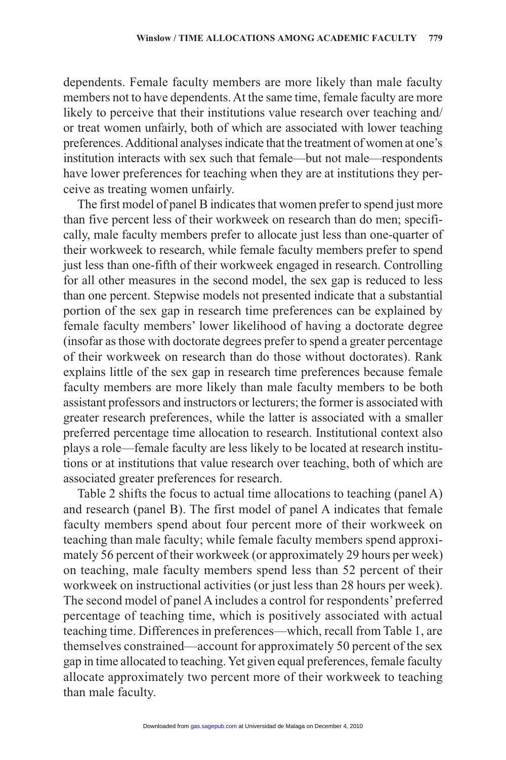dependents. Female faculty members are more likely than male faculty members not to have dependents. At the same time, female faculty are more likely to perceive that their institutions value research over teaching and/ or treat women unfairly, both of which are associated with lower teaching preferences. Additional analyses indicate that the treatment of women at one's institution interacts with sex such that female—but not male—respondents have lower preferences for teaching when they are at institutions they perceive as treating women unfairly.

The first model of panel B indicates that women prefer to spend just more than five percent less of their workweek on research than do men; specifically, male faculty members prefer to allocate just less than one-quarter of their workweek to research, while female faculty members prefer to spend just less than one-fifth of their workweek engaged in research. Controlling for all other measures in the second model, the sex gap is reduced to less than one percent. Stepwise models not presented indicate that a substantial portion of the sex gap in research time preferences can be explained by female faculty members' lower likelihood of having a doctorate degree (insofar as those with doctorate degrees prefer to spend a greater percentage of their workweek on research than do those without doctorates). Rank explains little of the sex gap in research time preferences because female faculty members are more likely than male faculty members to be both assistant professors and instructors or lecturers; the former is associated with greater research preferences, while the latter is associated with a smaller preferred percentage time allocation to research. Institutional context also plays a role—female faculty are less likely to be located at research institutions or at institutions that value research over teaching, both of which are associated greater preferences for research.

Table 2 shifts the focus to actual time allocations to teaching (panel A) and research (panel B). The first model of panel A indicates that female faculty members spend about four percent more of their workweek on teaching than male faculty; while female faculty members spend approximately 56 percent of their workweek (or approximately 29 hours per week) on teaching, male faculty members spend less than 52 percent of their workweek on instructional activities (or just less than 28 hours per week). The second model of panel A includes a control for respondents' preferred percentage of teaching time, which is positively associated with actual teaching time. Differences in preferences—which, recall from Table 1, are themselves constrained—account for approximately 50 percent of the sex gap in time allocated to teaching. Yet given equal preferences, female faculty allocate approximately two percent more of their workweek to teaching than male faculty.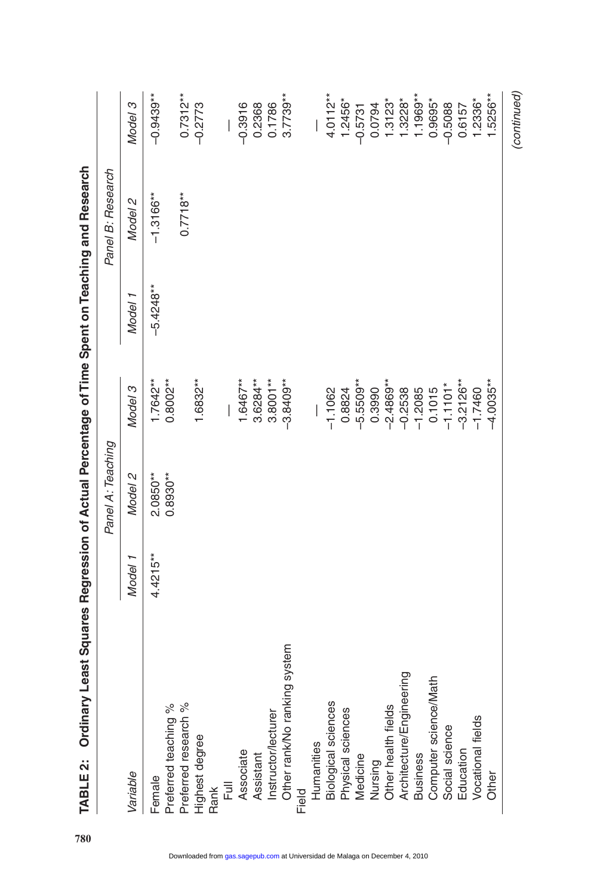**TABLE 2: Ordinary Least Squares Regression of Actual Percentage of Time Spent on Teaching and Research**

| Variable | Panel A: Teaching | | | Panel B: Research | | |
|---|---|---|---|---|---|---|
| | Model 1 | Model 2 | Model 3 | Model 1 | Model 2 | Model 3 |
| Female | 4.4215** | 2.0850** | 1.7642** | −5.4248** | −1.3166** | −0.9439** |
| Preferred teaching % | | 0.8930** | 0.8002** | | | |
| Preferred research % | | | | | 0.7718** | 0.7312** |
| Highest degree | | | 1.6832** | | | −0.2773 |
| Rank | | | | | | |
| Full | | | — | | | — |
| Associate | | | 1.6467** | | | −0.3916 |
| Assistant | | | 3.6284** | | | 0.2368 |
| Instructor/lecturer | | | 3.8001** | | | 0.1786 |
| Other rank/No ranking system | | | −3.8409** | | | 3.7739** |
| Field | | | | | | |
| Humanities | | | — | | | — |
| Biological sciences | | | −1.1062 | | | 4.0112** |
| Physical sciences | | | 0.8824 | | | 1.2456* |
| Medicine | | | −5.5509** | | | −0.5731 |
| Nursing | | | 0.3990 | | | 0.0794 |
| Other health fields | | | −2.4869** | | | 1.3123* |
| Architecture/Engineering | | | −0.2538 | | | 1.3228* |
| Business | | | −1.2085 | | | 1.1969** |
| Computer science/Math | | | 0.1015 | | | 0.9695* |
| Social science | | | −1.1101* | | | −0.5088 |
| Education | | | −3.2126** | | | 0.6157 |
| Vocational fields | | | −1.7460 | | | 1.2336* |
| Other | | | −4.0035** | | | 1.5256** |

(continued)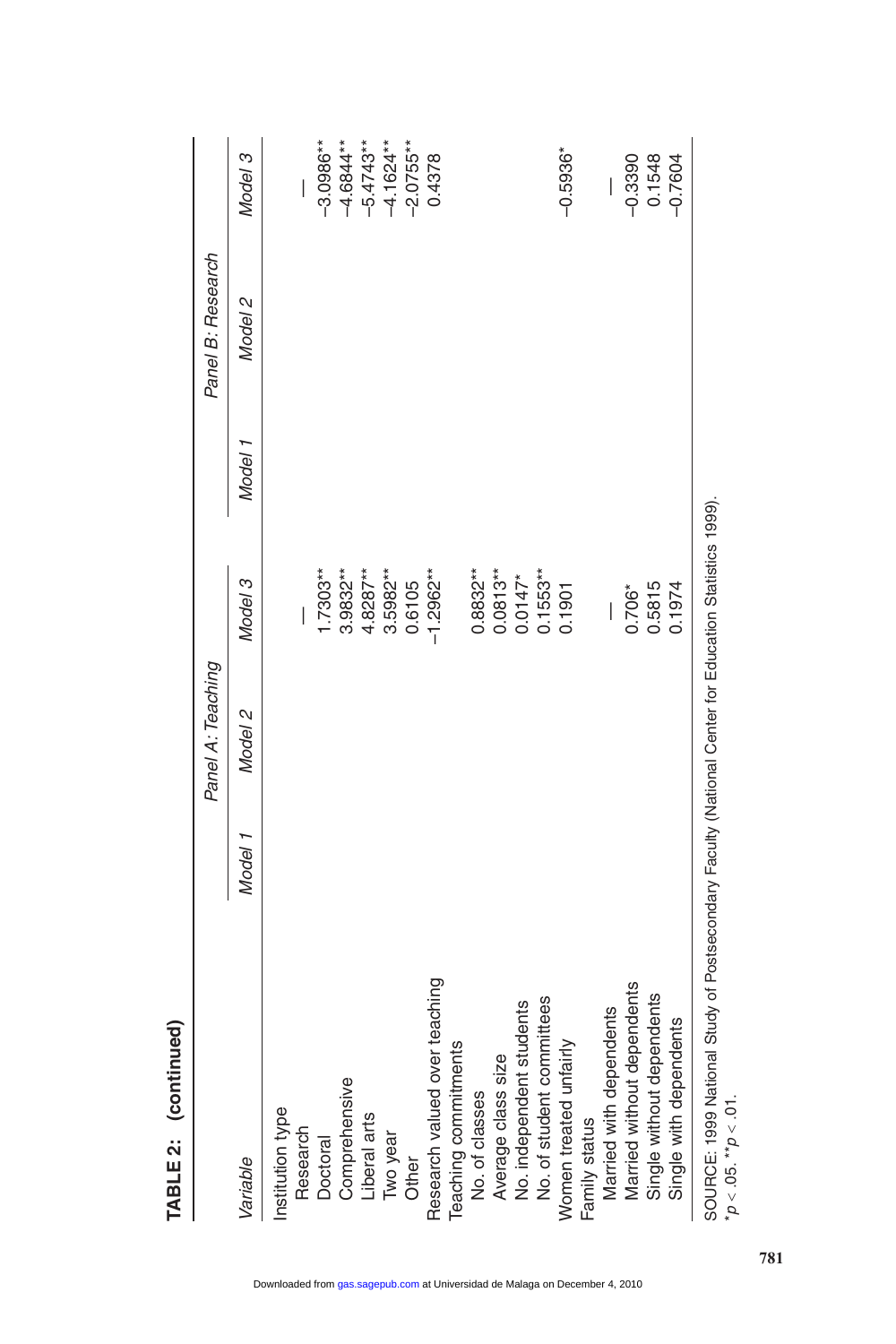**TABLE 2: (continued)**

| Variable | Panel A: Teaching | | | Panel B: Research | | |
|---|---|---|---|---|---|---|
| | *Model 1* | *Model 2* | *Model 3* | *Model 1* | *Model 2* | *Model 3* |
| Institution type | | | | | | |
| Research | | | — | | | — |
| Doctoral | | | 1.7303** | | | −3.0986** |
| Comprehensive | | | 3.9832** | | | −4.6844** |
| Liberal arts | | | 4.8287** | | | −5.4743** |
| Two year | | | 3.5982** | | | −4.1624** |
| Other | | | 0.6105 | | | −2.0755** |
| Research valued over teaching | | | −1.2962** | | | 0.4378 |
| Teaching commitments | | | | | | |
| No. of classes | | | 0.8832** | | | |
| Average class size | | | 0.0813** | | | |
| No. independent students | | | 0.0147* | | | |
| No. of student committees | | | 0.1553** | | | |
| Women treated unfairly | | | 0.1901 | | | −0.5936* |
| Family status | | | | | | |
| Married with dependents | | | — | | | — |
| Married without dependents | | | 0.706* | | | −0.3390 |
| Single without dependents | | | 0.5815 | | | 0.1548 |
| Single with dependents | | | 0.1974 | | | −0.7604 |

SOURCE: 1999 National Study of Postsecondary Faculty (National Center for Education Statistics 1999).
*$p < .05$. **$p < .01$.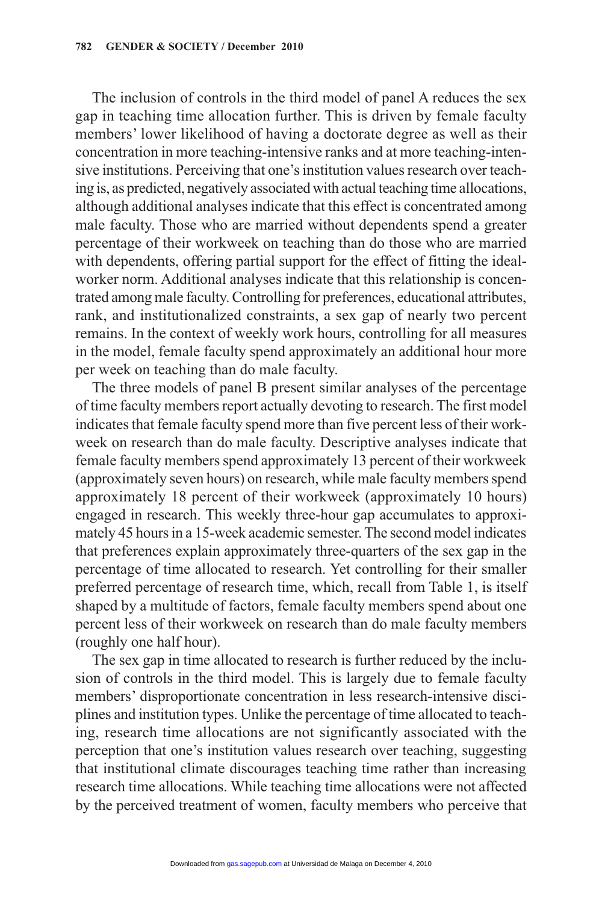The inclusion of controls in the third model of panel A reduces the sex gap in teaching time allocation further. This is driven by female faculty members' lower likelihood of having a doctorate degree as well as their concentration in more teaching-intensive ranks and at more teaching-intensive institutions. Perceiving that one's institution values research over teaching is, as predicted, negatively associated with actual teaching time allocations, although additional analyses indicate that this effect is concentrated among male faculty. Those who are married without dependents spend a greater percentage of their workweek on teaching than do those who are married with dependents, offering partial support for the effect of fitting the ideal-worker norm. Additional analyses indicate that this relationship is concentrated among male faculty. Controlling for preferences, educational attributes, rank, and institutionalized constraints, a sex gap of nearly two percent remains. In the context of weekly work hours, controlling for all measures in the model, female faculty spend approximately an additional hour more per week on teaching than do male faculty.

The three models of panel B present similar analyses of the percentage of time faculty members report actually devoting to research. The first model indicates that female faculty spend more than five percent less of their workweek on research than do male faculty. Descriptive analyses indicate that female faculty members spend approximately 13 percent of their workweek (approximately seven hours) on research, while male faculty members spend approximately 18 percent of their workweek (approximately 10 hours) engaged in research. This weekly three-hour gap accumulates to approximately 45 hours in a 15-week academic semester. The second model indicates that preferences explain approximately three-quarters of the sex gap in the percentage of time allocated to research. Yet controlling for their smaller preferred percentage of research time, which, recall from Table 1, is itself shaped by a multitude of factors, female faculty members spend about one percent less of their workweek on research than do male faculty members (roughly one half hour).

The sex gap in time allocated to research is further reduced by the inclusion of controls in the third model. This is largely due to female faculty members' disproportionate concentration in less research-intensive disciplines and institution types. Unlike the percentage of time allocated to teaching, research time allocations are not significantly associated with the perception that one's institution values research over teaching, suggesting that institutional climate discourages teaching time rather than increasing research time allocations. While teaching time allocations were not affected by the perceived treatment of women, faculty members who perceive that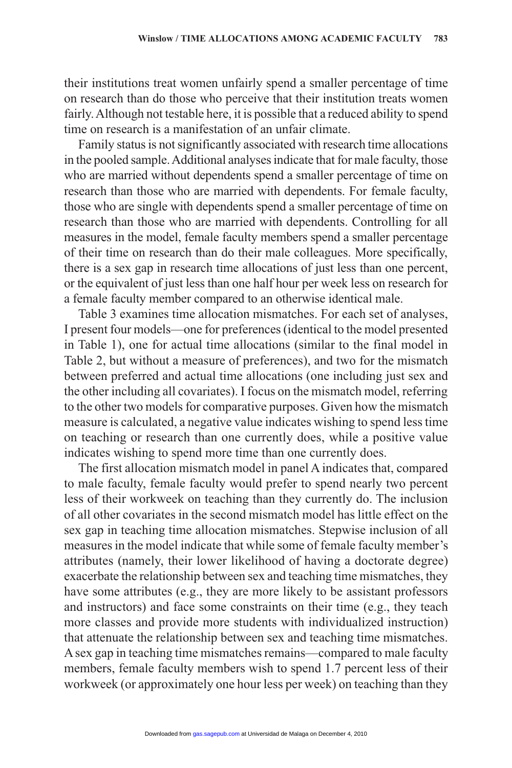their institutions treat women unfairly spend a smaller percentage of time on research than do those who perceive that their institution treats women fairly. Although not testable here, it is possible that a reduced ability to spend time on research is a manifestation of an unfair climate.

Family status is not significantly associated with research time allocations in the pooled sample. Additional analyses indicate that for male faculty, those who are married without dependents spend a smaller percentage of time on research than those who are married with dependents. For female faculty, those who are single with dependents spend a smaller percentage of time on research than those who are married with dependents. Controlling for all measures in the model, female faculty members spend a smaller percentage of their time on research than do their male colleagues. More specifically, there is a sex gap in research time allocations of just less than one percent, or the equivalent of just less than one half hour per week less on research for a female faculty member compared to an otherwise identical male.

Table 3 examines time allocation mismatches. For each set of analyses, I present four models—one for preferences (identical to the model presented in Table 1), one for actual time allocations (similar to the final model in Table 2, but without a measure of preferences), and two for the mismatch between preferred and actual time allocations (one including just sex and the other including all covariates). I focus on the mismatch model, referring to the other two models for comparative purposes. Given how the mismatch measure is calculated, a negative value indicates wishing to spend less time on teaching or research than one currently does, while a positive value indicates wishing to spend more time than one currently does.

The first allocation mismatch model in panel A indicates that, compared to male faculty, female faculty would prefer to spend nearly two percent less of their workweek on teaching than they currently do. The inclusion of all other covariates in the second mismatch model has little effect on the sex gap in teaching time allocation mismatches. Stepwise inclusion of all measures in the model indicate that while some of female faculty member's attributes (namely, their lower likelihood of having a doctorate degree) exacerbate the relationship between sex and teaching time mismatches, they have some attributes (e.g., they are more likely to be assistant professors and instructors) and face some constraints on their time (e.g., they teach more classes and provide more students with individualized instruction) that attenuate the relationship between sex and teaching time mismatches. A sex gap in teaching time mismatches remains—compared to male faculty members, female faculty members wish to spend 1.7 percent less of their workweek (or approximately one hour less per week) on teaching than they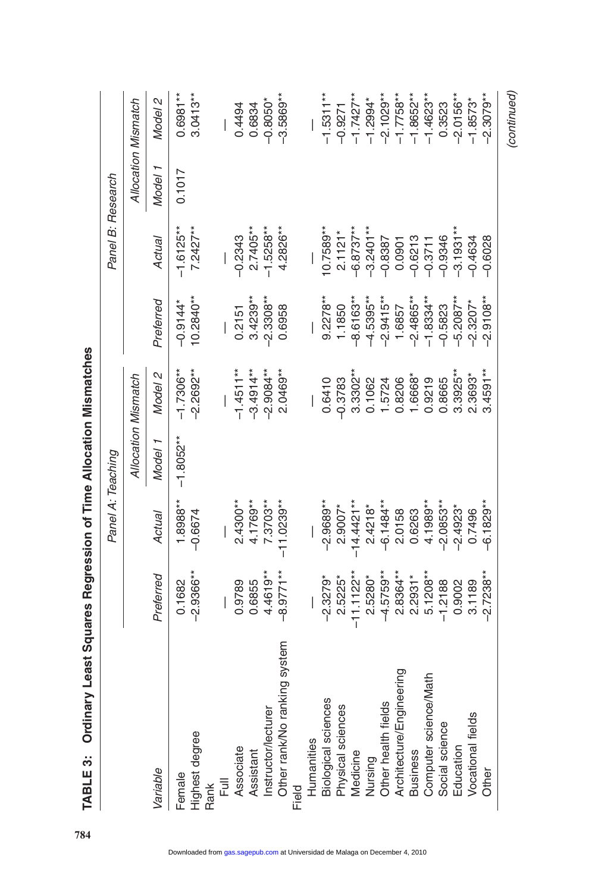**TABLE 3: Ordinary Least Squares Regression of Time Allocation Mismatches**

| Variable | Panel A: Teaching | | | | Panel B: Research | | | |
|---|---|---|---|---|---|---|---|---|
| | | | Allocation Mismatch | | | | Allocation Mismatch | |
| | *Preferred* | *Actual* | *Model 1* | *Model 2* | *Preferred* | *Actual* | *Model 1* | *Model 2* |
| Female | 0.1682 | 1.8988** | −1.8052** | −1.7306** | −0.9144* | −1.6125** | 0.1017 | 0.6981** |
| Highest degree | −2.9366** | −0.6674 | | −2.2692** | 10.2840** | 7.2427** | | 3.0413** |
| Rank | | | | | | | | |
| Full | — | — | | — | — | — | | — |
| Associate | 0.9789 | 2.4300** | | −1.4511** | 0.2151 | −0.2343 | | 0.4494 |
| Assistant | 0.6855 | 4.1769** | | −3.4914** | 3.4239** | 2.7405** | | 0.6834 |
| Instructor/lecturer | 4.4619** | 7.3703** | | −2.9084** | −2.3308** | −1.5258** | | −0.8050* |
| Other rank/No ranking system | −8.9771** | −11.0239** | | 2.0469** | 0.6958 | 4.2826** | | −3.5869** |
| Field | | | | | | | | |
| Humanities | — | — | | — | — | — | | — |
| Biological sciences | −2.3279* | −2.9689** | | 0.6410 | 9.2278** | 10.7589** | | −1.5311** |
| Physical sciences | 2.5225* | 2.9007* | | −0.3783 | 1.1850 | 2.1121* | | −0.9271 |
| Medicine | −11.1122** | −14.4421** | | 3.3302** | −8.6163** | −6.8737** | | −1.7427** |
| Nursing | 2.5280* | 2.4218* | | 0.1062 | −4.5395** | −3.2401** | | −1.2994* |
| Other health fields | −4.5759** | −6.1484** | | 1.5724 | −2.9415** | −0.8387 | | −2.1029** |
| Architecture/Engineering | 2.8364** | 2.0158 | | 0.8206 | 1.6857 | 0.0901 | | −1.7758** |
| Business | 2.2931* | 0.6263 | | 1.6668* | −2.4865** | −0.6213 | | −1.8652** |
| Computer science/Math | 5.1208** | 4.1989** | | 0.9219 | −1.8334** | −0.3711 | | −1.4623** |
| Social science | −1.2188 | −2.0853** | | 0.8665 | −0.5823 | −0.9346 | | 0.3523 |
| Education | 0.9002 | −2.4923* | | 3.3925** | −5.2087** | −3.1931** | | −2.0156** |
| Vocational fields | 3.1189 | 0.7496 | | 2.3693* | −2.3207* | −0.4634 | | −1.8573* |
| Other | −2.7238** | −6.1829** | | 3.4591** | −2.9108** | −0.6028 | | −2.3079** |

*(continued)*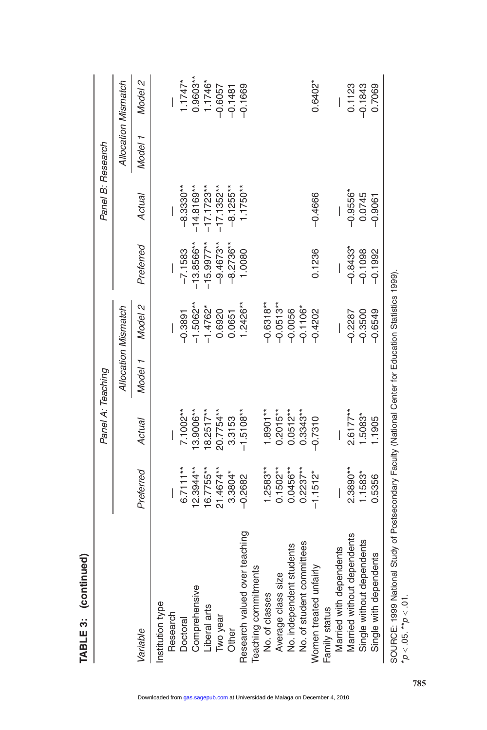**TABLE 3: (continued)**

| Variable | Panel A: Teaching | | | | Panel B: Research | | | |
|---|---|---|---|---|---|---|---|---|
| | Preferred | Actual | Allocation Mismatch | | Preferred | Actual | Allocation Mismatch | |
| | | | Model 1 | Model 2 | | | Model 1 | Model 2 |
| Institution type | | | | | | | | |
| Research | — | — | | — | — | — | | — |
| Doctoral | 6.7111** | 7.1002** | | −0.3891 | −7.1583 | −8.3330** | | 1.1747* |
| Comprehensive | 12.3944** | 13.9006** | | −1.5062** | −13.8566** | −14.8169** | | 0.9603** |
| Liberal arts | 16.7755** | 18.2517** | | −1.4762* | −15.9977** | −17.1723** | | 1.1746* |
| Two year | 21.4674** | 20.7754** | | 0.6920 | −9.4673** | −17.1352** | | −0.6057 |
| Other | 3.3804* | 3.3153 | | 0.0651 | −8.2736** | −8.1255** | | −0.1481 |
| Research valued over teaching | −0.2682 | −1.5108** | | 1.2426** | 1.0080 | 1.1750** | | −0.1669 |
| Teaching commitments | | | | | | | | |
| No. of classes | 1.2583** | 1.8901** | | −0.6318** | | | | |
| Average class size | 0.1502** | 0.2015** | | −0.0513** | | | | |
| No. independent students | 0.0456** | 0.0512** | | −0.0056 | | | | |
| No. of student committees | 0.2237** | 0.3343** | | −0.1106* | | | | |
| Women treated unfairly | −1.1512* | −0.7310 | | −0.4202 | 0.1236 | −0.4666 | | 0.6402* |
| Family status | | | | | | | | |
| Married with dependents | — | — | | — | — | — | | — |
| Married without dependents | 2.3890** | 2.6177** | | −0.2287 | −0.8433* | −0.9556* | | 0.1123 |
| Single without dependents | 1.1583* | 1.5083* | | −0.3500 | −0.1098 | 0.0745 | | −0.1843 |
| Single with dependents | 0.5356 | 1.1905 | | −0.6549 | −0.1992 | −0.9061 | | 0.7069 |

SOURCE: 1999 National Study of Postsecondary Faculty (National Center for Education Statistics 1999).
$*p < .05$. $**p < .01$.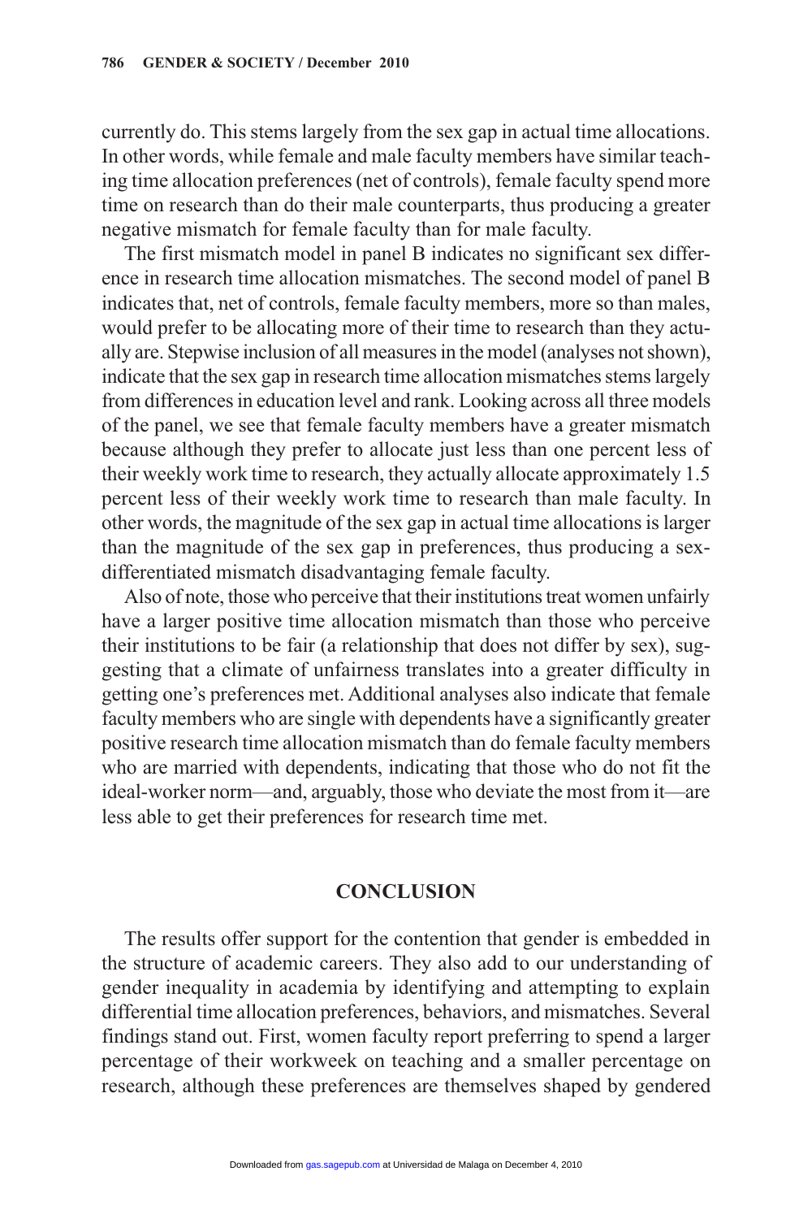currently do. This stems largely from the sex gap in actual time allocations. In other words, while female and male faculty members have similar teaching time allocation preferences (net of controls), female faculty spend more time on research than do their male counterparts, thus producing a greater negative mismatch for female faculty than for male faculty.

The first mismatch model in panel B indicates no significant sex difference in research time allocation mismatches. The second model of panel B indicates that, net of controls, female faculty members, more so than males, would prefer to be allocating more of their time to research than they actually are. Stepwise inclusion of all measures in the model (analyses not shown), indicate that the sex gap in research time allocation mismatches stems largely from differences in education level and rank. Looking across all three models of the panel, we see that female faculty members have a greater mismatch because although they prefer to allocate just less than one percent less of their weekly work time to research, they actually allocate approximately 1.5 percent less of their weekly work time to research than male faculty. In other words, the magnitude of the sex gap in actual time allocations is larger than the magnitude of the sex gap in preferences, thus producing a sex-differentiated mismatch disadvantaging female faculty.

Also of note, those who perceive that their institutions treat women unfairly have a larger positive time allocation mismatch than those who perceive their institutions to be fair (a relationship that does not differ by sex), suggesting that a climate of unfairness translates into a greater difficulty in getting one's preferences met. Additional analyses also indicate that female faculty members who are single with dependents have a significantly greater positive research time allocation mismatch than do female faculty members who are married with dependents, indicating that those who do not fit the ideal-worker norm—and, arguably, those who deviate the most from it—are less able to get their preferences for research time met.

## CONCLUSION

The results offer support for the contention that gender is embedded in the structure of academic careers. They also add to our understanding of gender inequality in academia by identifying and attempting to explain differential time allocation preferences, behaviors, and mismatches. Several findings stand out. First, women faculty report preferring to spend a larger percentage of their workweek on teaching and a smaller percentage on research, although these preferences are themselves shaped by gendered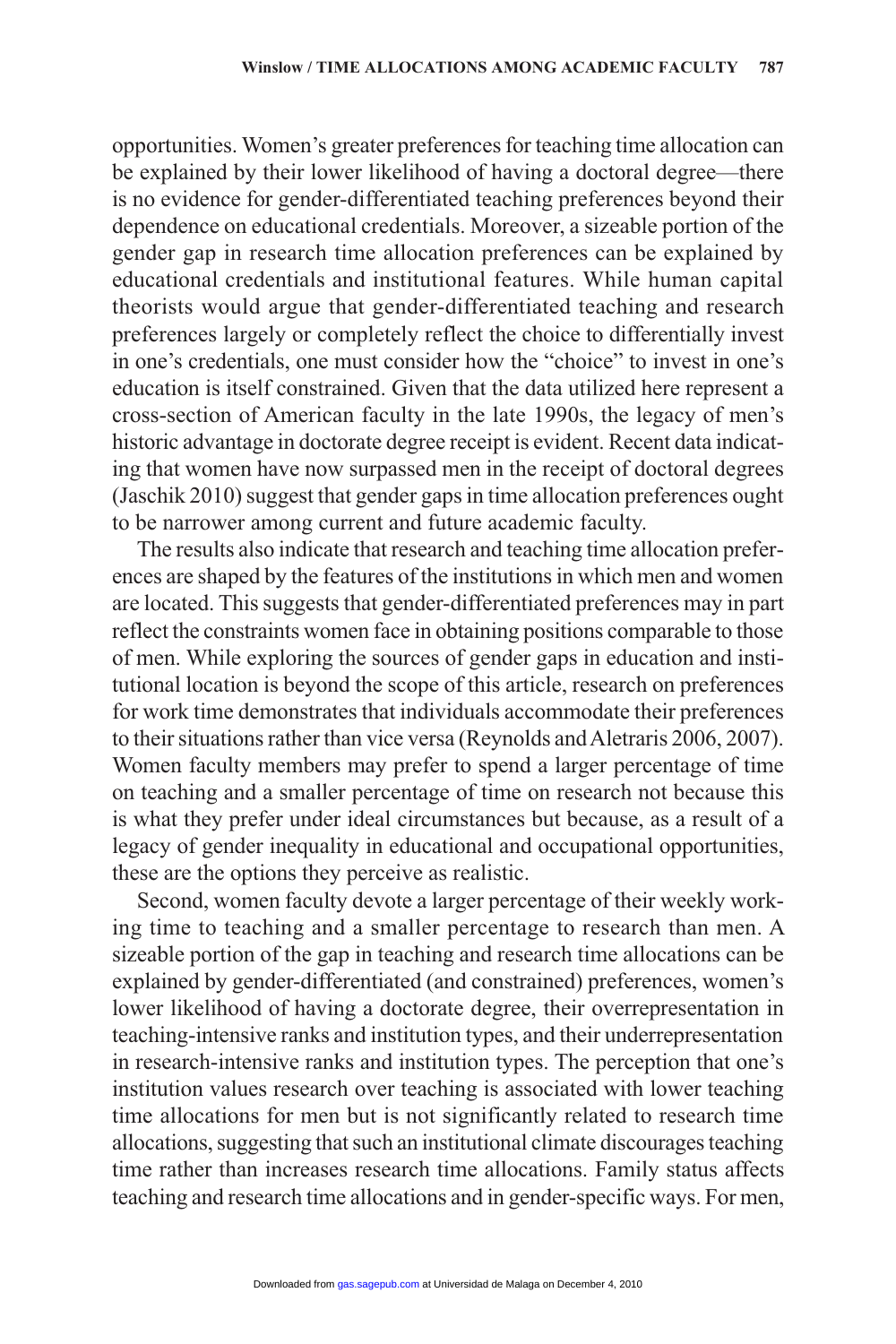opportunities. Women's greater preferences for teaching time allocation can be explained by their lower likelihood of having a doctoral degree—there is no evidence for gender-differentiated teaching preferences beyond their dependence on educational credentials. Moreover, a sizeable portion of the gender gap in research time allocation preferences can be explained by educational credentials and institutional features. While human capital theorists would argue that gender-differentiated teaching and research preferences largely or completely reflect the choice to differentially invest in one's credentials, one must consider how the "choice" to invest in one's education is itself constrained. Given that the data utilized here represent a cross-section of American faculty in the late 1990s, the legacy of men's historic advantage in doctorate degree receipt is evident. Recent data indicating that women have now surpassed men in the receipt of doctoral degrees (Jaschik 2010) suggest that gender gaps in time allocation preferences ought to be narrower among current and future academic faculty.

The results also indicate that research and teaching time allocation preferences are shaped by the features of the institutions in which men and women are located. This suggests that gender-differentiated preferences may in part reflect the constraints women face in obtaining positions comparable to those of men. While exploring the sources of gender gaps in education and institutional location is beyond the scope of this article, research on preferences for work time demonstrates that individuals accommodate their preferences to their situations rather than vice versa (Reynolds and Aletraris 2006, 2007). Women faculty members may prefer to spend a larger percentage of time on teaching and a smaller percentage of time on research not because this is what they prefer under ideal circumstances but because, as a result of a legacy of gender inequality in educational and occupational opportunities, these are the options they perceive as realistic.

Second, women faculty devote a larger percentage of their weekly working time to teaching and a smaller percentage to research than men. A sizeable portion of the gap in teaching and research time allocations can be explained by gender-differentiated (and constrained) preferences, women's lower likelihood of having a doctorate degree, their overrepresentation in teaching-intensive ranks and institution types, and their underrepresentation in research-intensive ranks and institution types. The perception that one's institution values research over teaching is associated with lower teaching time allocations for men but is not significantly related to research time allocations, suggesting that such an institutional climate discourages teaching time rather than increases research time allocations. Family status affects teaching and research time allocations and in gender-specific ways. For men,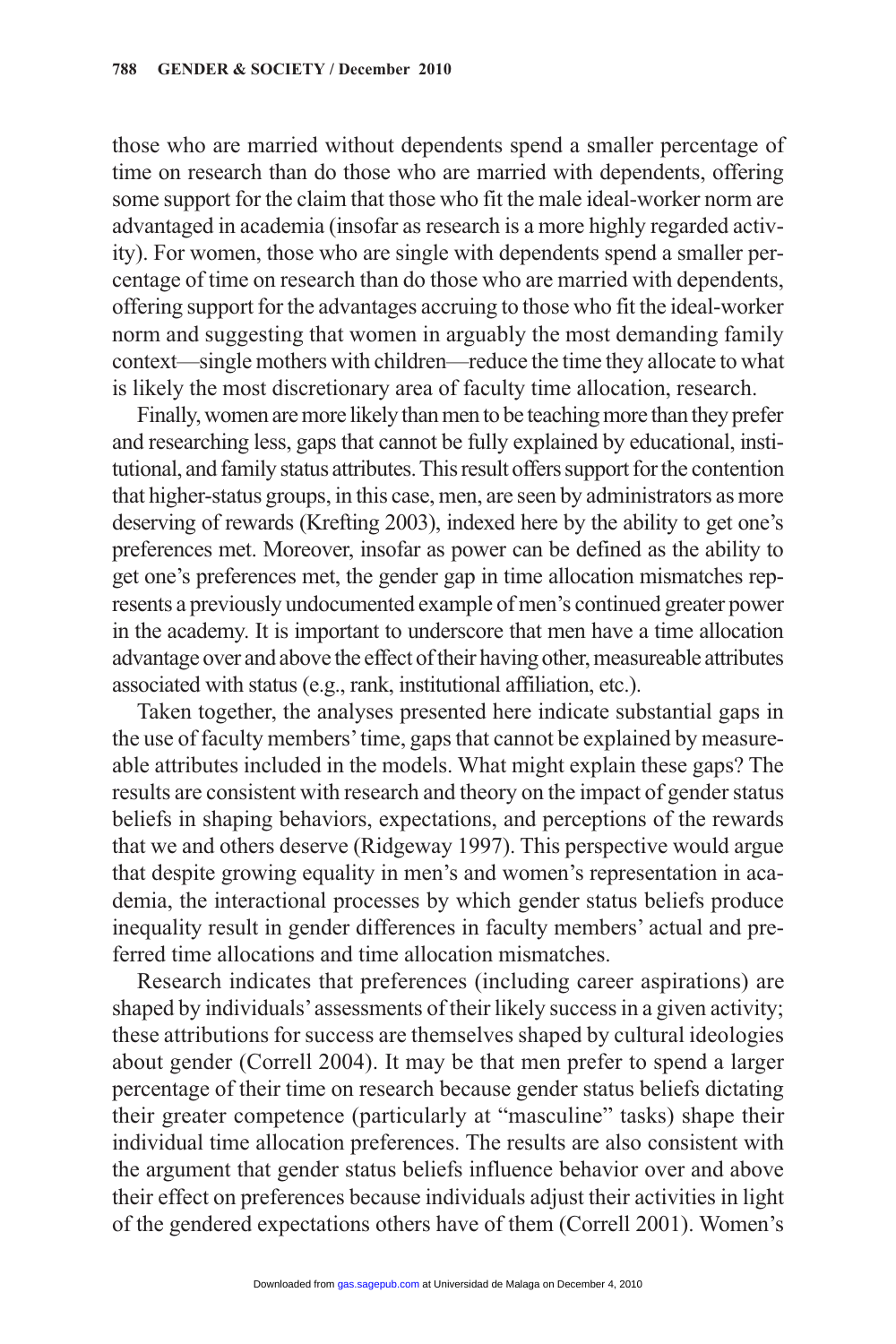those who are married without dependents spend a smaller percentage of time on research than do those who are married with dependents, offering some support for the claim that those who fit the male ideal-worker norm are advantaged in academia (insofar as research is a more highly regarded activity). For women, those who are single with dependents spend a smaller percentage of time on research than do those who are married with dependents, offering support for the advantages accruing to those who fit the ideal-worker norm and suggesting that women in arguably the most demanding family context—single mothers with children—reduce the time they allocate to what is likely the most discretionary area of faculty time allocation, research.

Finally, women are more likely than men to be teaching more than they prefer and researching less, gaps that cannot be fully explained by educational, institutional, and family status attributes. This result offers support for the contention that higher-status groups, in this case, men, are seen by administrators as more deserving of rewards (Krefting 2003), indexed here by the ability to get one's preferences met. Moreover, insofar as power can be defined as the ability to get one's preferences met, the gender gap in time allocation mismatches represents a previously undocumented example of men's continued greater power in the academy. It is important to underscore that men have a time allocation advantage over and above the effect of their having other, measureable attributes associated with status (e.g., rank, institutional affiliation, etc.).

Taken together, the analyses presented here indicate substantial gaps in the use of faculty members' time, gaps that cannot be explained by measureable attributes included in the models. What might explain these gaps? The results are consistent with research and theory on the impact of gender status beliefs in shaping behaviors, expectations, and perceptions of the rewards that we and others deserve (Ridgeway 1997). This perspective would argue that despite growing equality in men's and women's representation in academia, the interactional processes by which gender status beliefs produce inequality result in gender differences in faculty members' actual and preferred time allocations and time allocation mismatches.

Research indicates that preferences (including career aspirations) are shaped by individuals' assessments of their likely success in a given activity; these attributions for success are themselves shaped by cultural ideologies about gender (Correll 2004). It may be that men prefer to spend a larger percentage of their time on research because gender status beliefs dictating their greater competence (particularly at "masculine" tasks) shape their individual time allocation preferences. The results are also consistent with the argument that gender status beliefs influence behavior over and above their effect on preferences because individuals adjust their activities in light of the gendered expectations others have of them (Correll 2001). Women's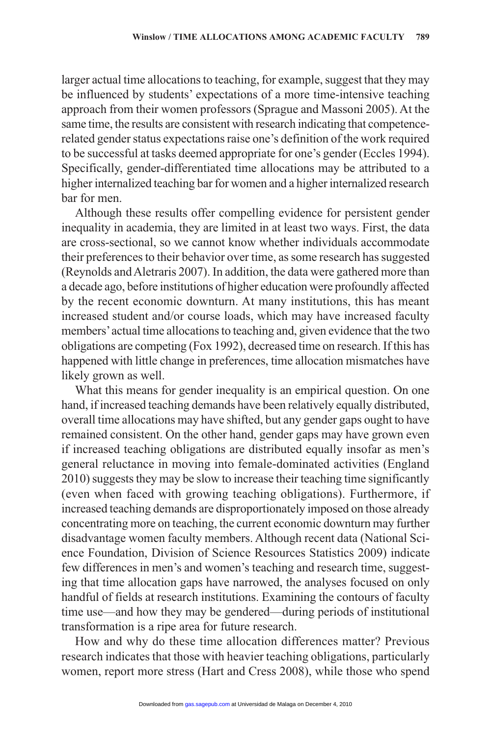larger actual time allocations to teaching, for example, suggest that they may be influenced by students' expectations of a more time-intensive teaching approach from their women professors (Sprague and Massoni 2005). At the same time, the results are consistent with research indicating that competence-related gender status expectations raise one's definition of the work required to be successful at tasks deemed appropriate for one's gender (Eccles 1994). Specifically, gender-differentiated time allocations may be attributed to a higher internalized teaching bar for women and a higher internalized research bar for men.

Although these results offer compelling evidence for persistent gender inequality in academia, they are limited in at least two ways. First, the data are cross-sectional, so we cannot know whether individuals accommodate their preferences to their behavior over time, as some research has suggested (Reynolds and Aletraris 2007). In addition, the data were gathered more than a decade ago, before institutions of higher education were profoundly affected by the recent economic downturn. At many institutions, this has meant increased student and/or course loads, which may have increased faculty members' actual time allocations to teaching and, given evidence that the two obligations are competing (Fox 1992), decreased time on research. If this has happened with little change in preferences, time allocation mismatches have likely grown as well.

What this means for gender inequality is an empirical question. On one hand, if increased teaching demands have been relatively equally distributed, overall time allocations may have shifted, but any gender gaps ought to have remained consistent. On the other hand, gender gaps may have grown even if increased teaching obligations are distributed equally insofar as men's general reluctance in moving into female-dominated activities (England 2010) suggests they may be slow to increase their teaching time significantly (even when faced with growing teaching obligations). Furthermore, if increased teaching demands are disproportionately imposed on those already concentrating more on teaching, the current economic downturn may further disadvantage women faculty members. Although recent data (National Science Foundation, Division of Science Resources Statistics 2009) indicate few differences in men's and women's teaching and research time, suggesting that time allocation gaps have narrowed, the analyses focused on only handful of fields at research institutions. Examining the contours of faculty time use—and how they may be gendered—during periods of institutional transformation is a ripe area for future research.

How and why do these time allocation differences matter? Previous research indicates that those with heavier teaching obligations, particularly women, report more stress (Hart and Cress 2008), while those who spend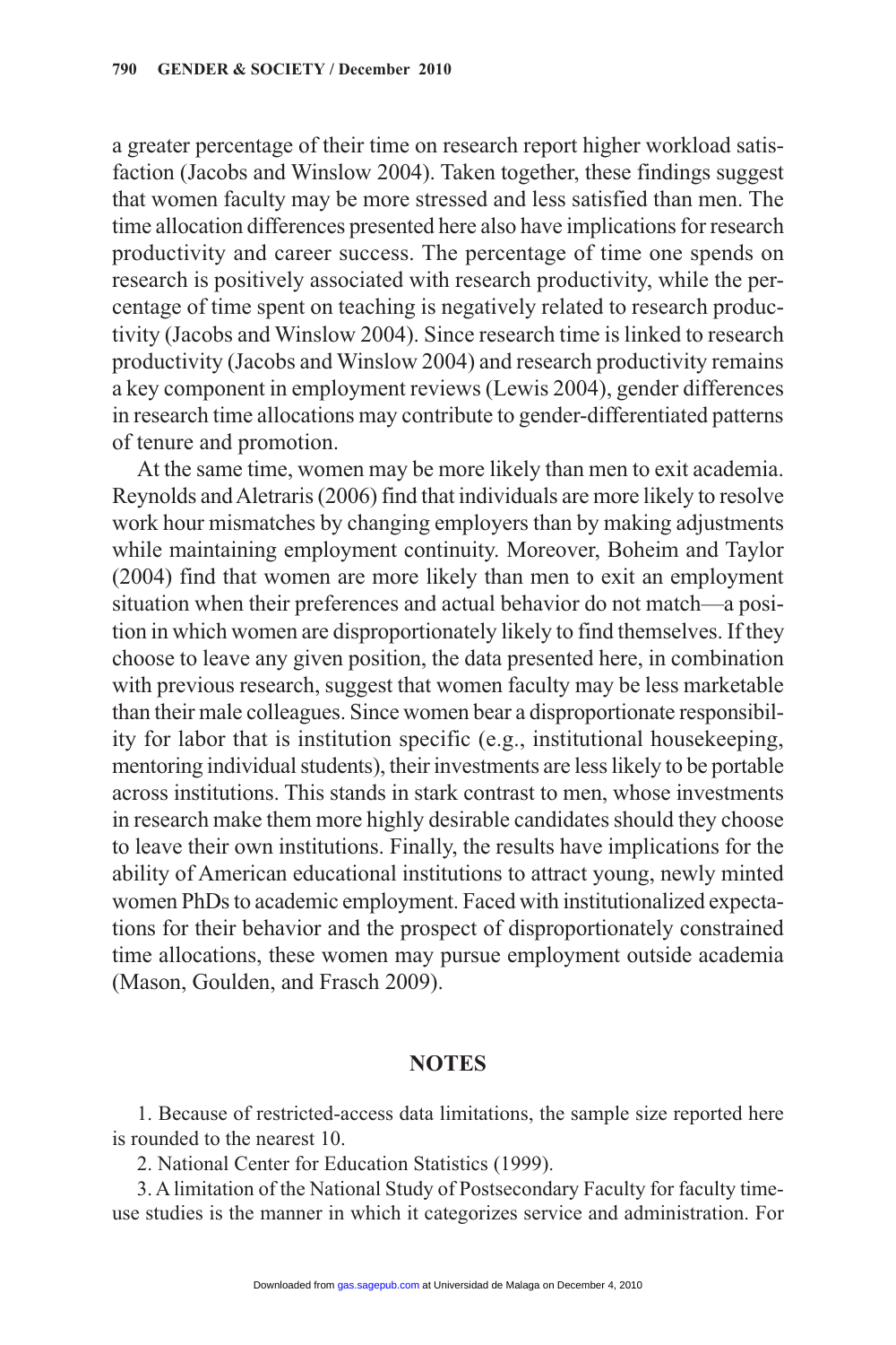a greater percentage of their time on research report higher workload satisfaction (Jacobs and Winslow 2004). Taken together, these findings suggest that women faculty may be more stressed and less satisfied than men. The time allocation differences presented here also have implications for research productivity and career success. The percentage of time one spends on research is positively associated with research productivity, while the percentage of time spent on teaching is negatively related to research productivity (Jacobs and Winslow 2004). Since research time is linked to research productivity (Jacobs and Winslow 2004) and research productivity remains a key component in employment reviews (Lewis 2004), gender differences in research time allocations may contribute to gender-differentiated patterns of tenure and promotion.

At the same time, women may be more likely than men to exit academia. Reynolds and Aletraris (2006) find that individuals are more likely to resolve work hour mismatches by changing employers than by making adjustments while maintaining employment continuity. Moreover, Boheim and Taylor (2004) find that women are more likely than men to exit an employment situation when their preferences and actual behavior do not match—a position in which women are disproportionately likely to find themselves. If they choose to leave any given position, the data presented here, in combination with previous research, suggest that women faculty may be less marketable than their male colleagues. Since women bear a disproportionate responsibility for labor that is institution specific (e.g., institutional housekeeping, mentoring individual students), their investments are less likely to be portable across institutions. This stands in stark contrast to men, whose investments in research make them more highly desirable candidates should they choose to leave their own institutions. Finally, the results have implications for the ability of American educational institutions to attract young, newly minted women PhDs to academic employment. Faced with institutionalized expectations for their behavior and the prospect of disproportionately constrained time allocations, these women may pursue employment outside academia (Mason, Goulden, and Frasch 2009).

## NOTES

1. Because of restricted-access data limitations, the sample size reported here is rounded to the nearest 10.

2. National Center for Education Statistics (1999).

3. A limitation of the National Study of Postsecondary Faculty for faculty time-use studies is the manner in which it categorizes service and administration. For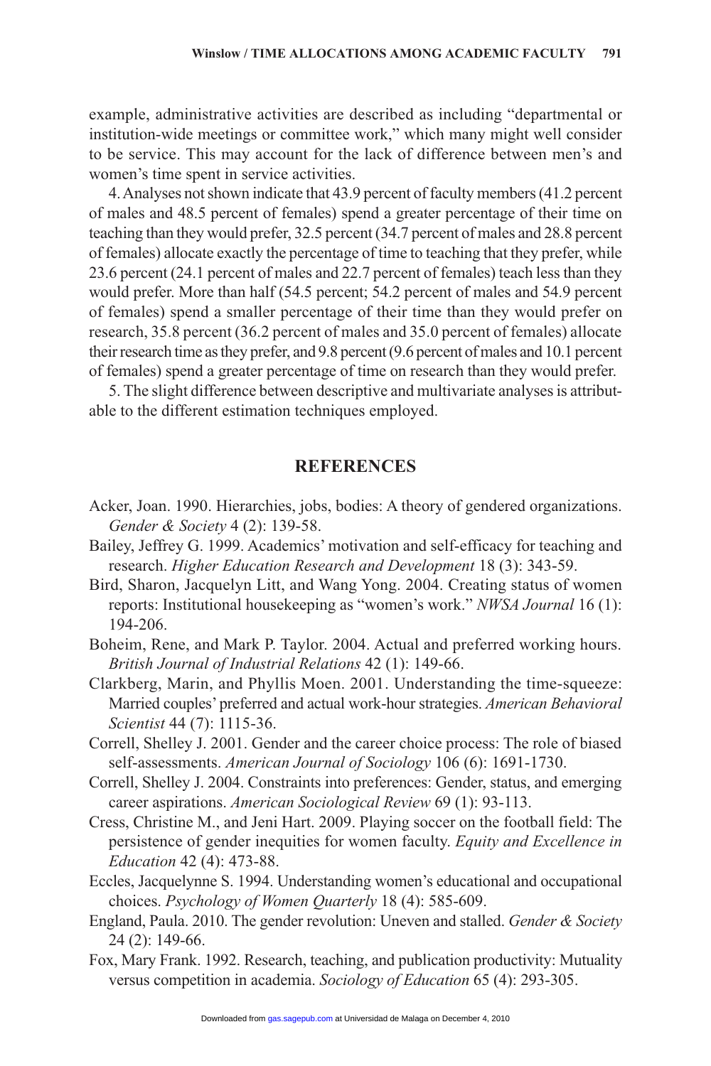example, administrative activities are described as including "departmental or institution-wide meetings or committee work," which many might well consider to be service. This may account for the lack of difference between men's and women's time spent in service activities.

4. Analyses not shown indicate that 43.9 percent of faculty members (41.2 percent of males and 48.5 percent of females) spend a greater percentage of their time on teaching than they would prefer, 32.5 percent (34.7 percent of males and 28.8 percent of females) allocate exactly the percentage of time to teaching that they prefer, while 23.6 percent (24.1 percent of males and 22.7 percent of females) teach less than they would prefer. More than half (54.5 percent; 54.2 percent of males and 54.9 percent of females) spend a smaller percentage of their time than they would prefer on research, 35.8 percent (36.2 percent of males and 35.0 percent of females) allocate their research time as they prefer, and 9.8 percent (9.6 percent of males and 10.1 percent of females) spend a greater percentage of time on research than they would prefer.

5. The slight difference between descriptive and multivariate analyses is attributable to the different estimation techniques employed.

## REFERENCES

Acker, Joan. 1990. Hierarchies, jobs, bodies: A theory of gendered organizations. *Gender & Society* 4 (2): 139-58.

Bailey, Jeffrey G. 1999. Academics' motivation and self-efficacy for teaching and research. *Higher Education Research and Development* 18 (3): 343-59.

Bird, Sharon, Jacquelyn Litt, and Wang Yong. 2004. Creating status of women reports: Institutional housekeeping as "women's work." *NWSA Journal* 16 (1): 194-206.

Boheim, Rene, and Mark P. Taylor. 2004. Actual and preferred working hours. *British Journal of Industrial Relations* 42 (1): 149-66.

Clarkberg, Marin, and Phyllis Moen. 2001. Understanding the time-squeeze: Married couples' preferred and actual work-hour strategies. *American Behavioral Scientist* 44 (7): 1115-36.

Correll, Shelley J. 2001. Gender and the career choice process: The role of biased self-assessments. *American Journal of Sociology* 106 (6): 1691-1730.

Correll, Shelley J. 2004. Constraints into preferences: Gender, status, and emerging career aspirations. *American Sociological Review* 69 (1): 93-113.

Cress, Christine M., and Jeni Hart. 2009. Playing soccer on the football field: The persistence of gender inequities for women faculty. *Equity and Excellence in Education* 42 (4): 473-88.

Eccles, Jacquelynne S. 1994. Understanding women's educational and occupational choices. *Psychology of Women Quarterly* 18 (4): 585-609.

England, Paula. 2010. The gender revolution: Uneven and stalled. *Gender & Society* 24 (2): 149-66.

Fox, Mary Frank. 1992. Research, teaching, and publication productivity: Mutuality versus competition in academia. *Sociology of Education* 65 (4): 293-305.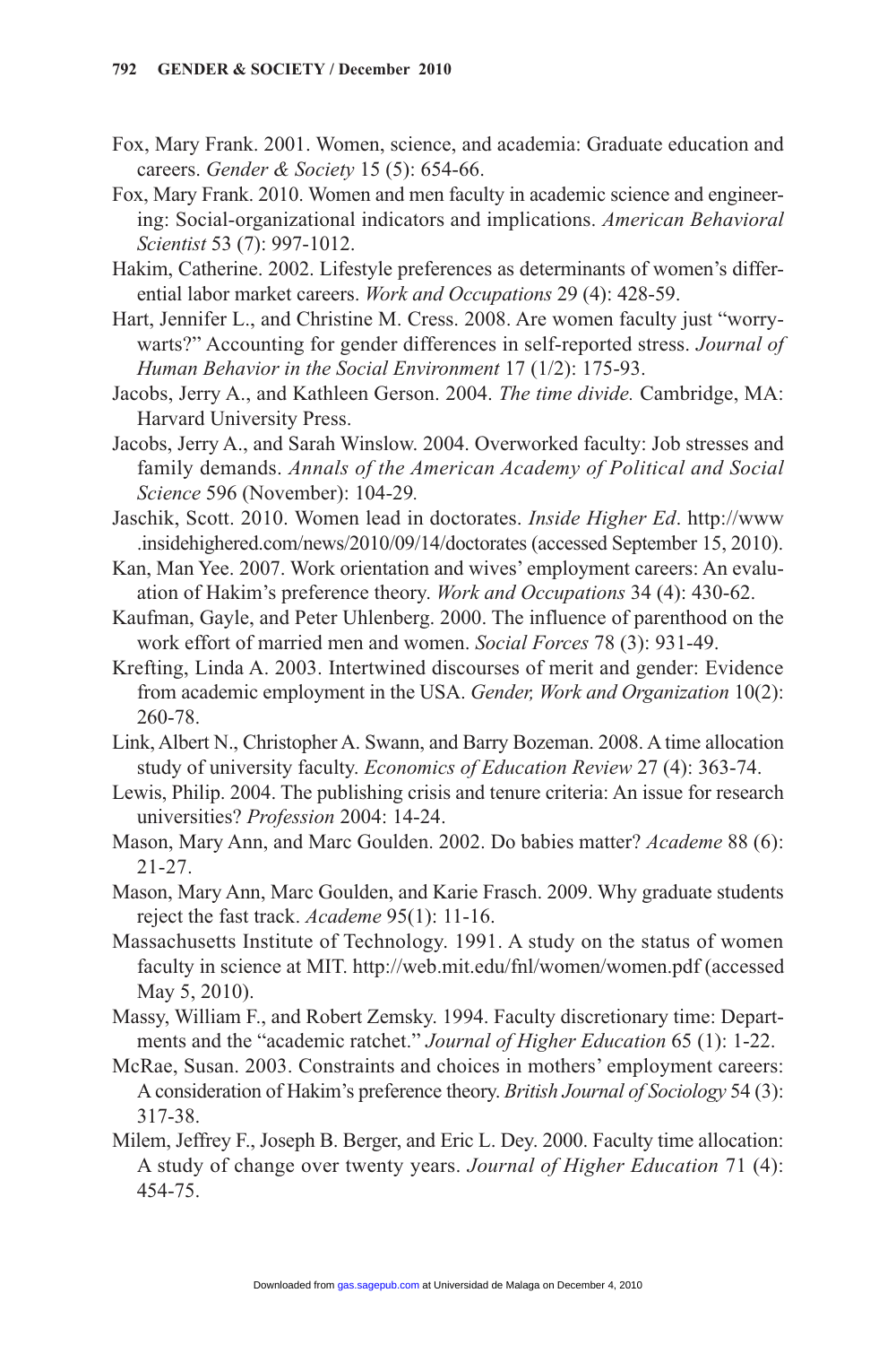Fox, Mary Frank. 2001. Women, science, and academia: Graduate education and careers. *Gender & Society* 15 (5): 654-66.

Fox, Mary Frank. 2010. Women and men faculty in academic science and engineering: Social-organizational indicators and implications. *American Behavioral Scientist* 53 (7): 997-1012.

Hakim, Catherine. 2002. Lifestyle preferences as determinants of women's differential labor market careers. *Work and Occupations* 29 (4): 428-59.

Hart, Jennifer L., and Christine M. Cress. 2008. Are women faculty just "worry-warts?" Accounting for gender differences in self-reported stress. *Journal of Human Behavior in the Social Environment* 17 (1/2): 175-93.

Jacobs, Jerry A., and Kathleen Gerson. 2004. *The time divide.* Cambridge, MA: Harvard University Press.

Jacobs, Jerry A., and Sarah Winslow. 2004. Overworked faculty: Job stresses and family demands. *Annals of the American Academy of Political and Social Science* 596 (November): 104-29.

Jaschik, Scott. 2010. Women lead in doctorates. *Inside Higher Ed*. http://www.insidehighered.com/news/2010/09/14/doctorates (accessed September 15, 2010).

Kan, Man Yee. 2007. Work orientation and wives' employment careers: An evaluation of Hakim's preference theory. *Work and Occupations* 34 (4): 430-62.

Kaufman, Gayle, and Peter Uhlenberg. 2000. The influence of parenthood on the work effort of married men and women. *Social Forces* 78 (3): 931-49.

Krefting, Linda A. 2003. Intertwined discourses of merit and gender: Evidence from academic employment in the USA. *Gender, Work and Organization* 10(2): 260-78.

Link, Albert N., Christopher A. Swann, and Barry Bozeman. 2008. A time allocation study of university faculty. *Economics of Education Review* 27 (4): 363-74.

Lewis, Philip. 2004. The publishing crisis and tenure criteria: An issue for research universities? *Profession* 2004: 14-24.

Mason, Mary Ann, and Marc Goulden. 2002. Do babies matter? *Academe* 88 (6): 21-27.

Mason, Mary Ann, Marc Goulden, and Karie Frasch. 2009. Why graduate students reject the fast track. *Academe* 95(1): 11-16.

Massachusetts Institute of Technology. 1991. A study on the status of women faculty in science at MIT. http://web.mit.edu/fnl/women/women.pdf (accessed May 5, 2010).

Massy, William F., and Robert Zemsky. 1994. Faculty discretionary time: Departments and the "academic ratchet." *Journal of Higher Education* 65 (1): 1-22.

McRae, Susan. 2003. Constraints and choices in mothers' employment careers: A consideration of Hakim's preference theory. *British Journal of Sociology* 54 (3): 317-38.

Milem, Jeffrey F., Joseph B. Berger, and Eric L. Dey. 2000. Faculty time allocation: A study of change over twenty years. *Journal of Higher Education* 71 (4): 454-75.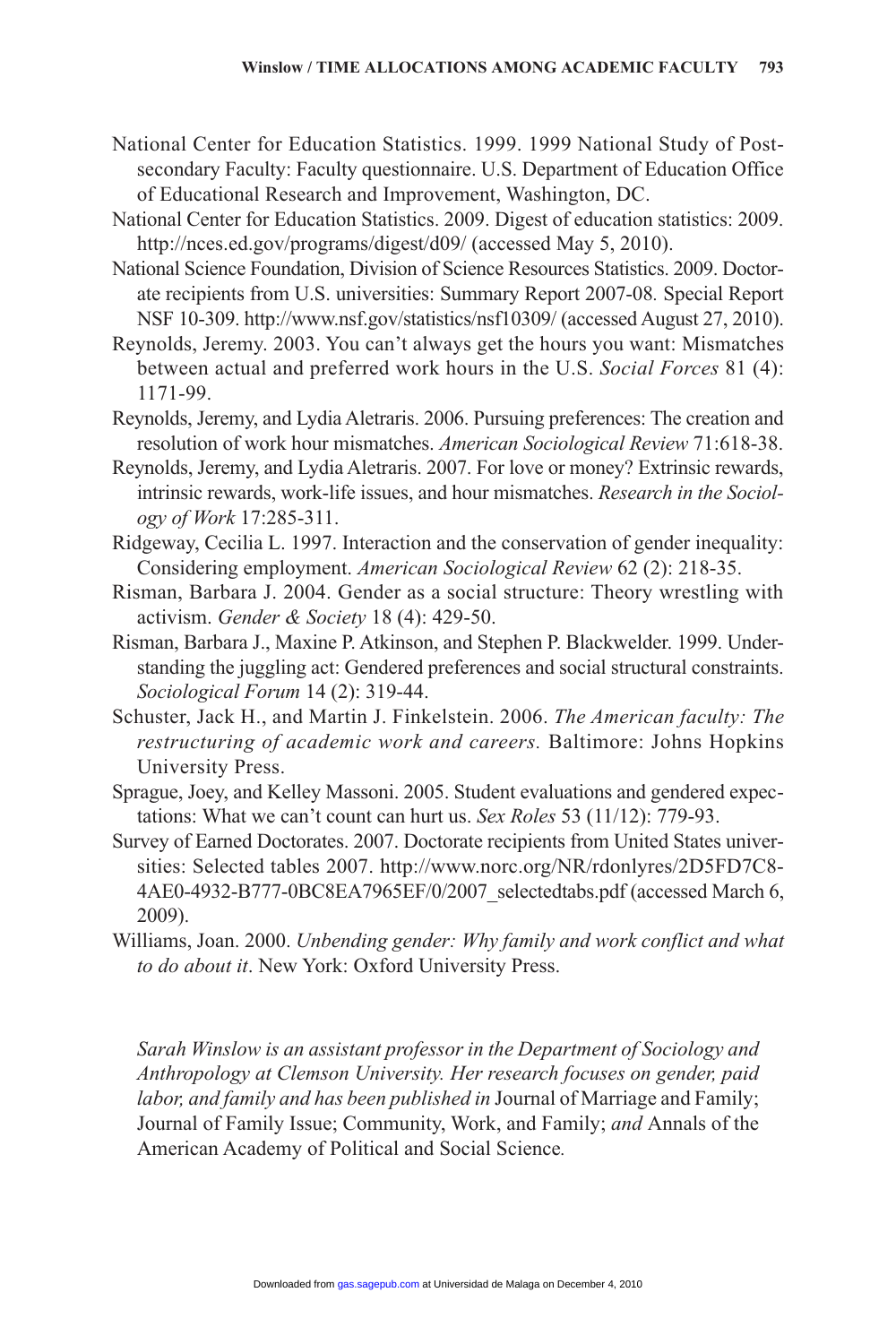National Center for Education Statistics. 1999. 1999 National Study of Postsecondary Faculty: Faculty questionnaire. U.S. Department of Education Office of Educational Research and Improvement, Washington, DC.

National Center for Education Statistics. 2009. Digest of education statistics: 2009. http://nces.ed.gov/programs/digest/d09/ (accessed May 5, 2010).

National Science Foundation, Division of Science Resources Statistics. 2009. Doctorate recipients from U.S. universities: Summary Report 2007-08. Special Report NSF 10-309. http://www.nsf.gov/statistics/nsf10309/ (accessed August 27, 2010).

Reynolds, Jeremy. 2003. You can't always get the hours you want: Mismatches between actual and preferred work hours in the U.S. *Social Forces* 81 (4): 1171-99.

Reynolds, Jeremy, and Lydia Aletraris. 2006. Pursuing preferences: The creation and resolution of work hour mismatches. *American Sociological Review* 71:618-38.

Reynolds, Jeremy, and Lydia Aletraris. 2007. For love or money? Extrinsic rewards, intrinsic rewards, work-life issues, and hour mismatches. *Research in the Sociology of Work* 17:285-311.

Ridgeway, Cecilia L. 1997. Interaction and the conservation of gender inequality: Considering employment. *American Sociological Review* 62 (2): 218-35.

Risman, Barbara J. 2004. Gender as a social structure: Theory wrestling with activism. *Gender & Society* 18 (4): 429-50.

Risman, Barbara J., Maxine P. Atkinson, and Stephen P. Blackwelder. 1999. Understanding the juggling act: Gendered preferences and social structural constraints. *Sociological Forum* 14 (2): 319-44.

Schuster, Jack H., and Martin J. Finkelstein. 2006. *The American faculty: The restructuring of academic work and careers.* Baltimore: Johns Hopkins University Press.

Sprague, Joey, and Kelley Massoni. 2005. Student evaluations and gendered expectations: What we can't count can hurt us. *Sex Roles* 53 (11/12): 779-93.

Survey of Earned Doctorates. 2007. Doctorate recipients from United States universities: Selected tables 2007. http://www.norc.org/NR/rdonlyres/2D5FD7C8-4AE0-4932-B777-0BC8EA7965EF/0/2007_selectedtabs.pdf (accessed March 6, 2009).

Williams, Joan. 2000. *Unbending gender: Why family and work conflict and what to do about it*. New York: Oxford University Press.

*Sarah Winslow is an assistant professor in the Department of Sociology and Anthropology at Clemson University. Her research focuses on gender, paid labor, and family and has been published in* Journal of Marriage and Family; Journal of Family Issue; Community, Work, and Family; *and* Annals of the American Academy of Political and Social Science*.*